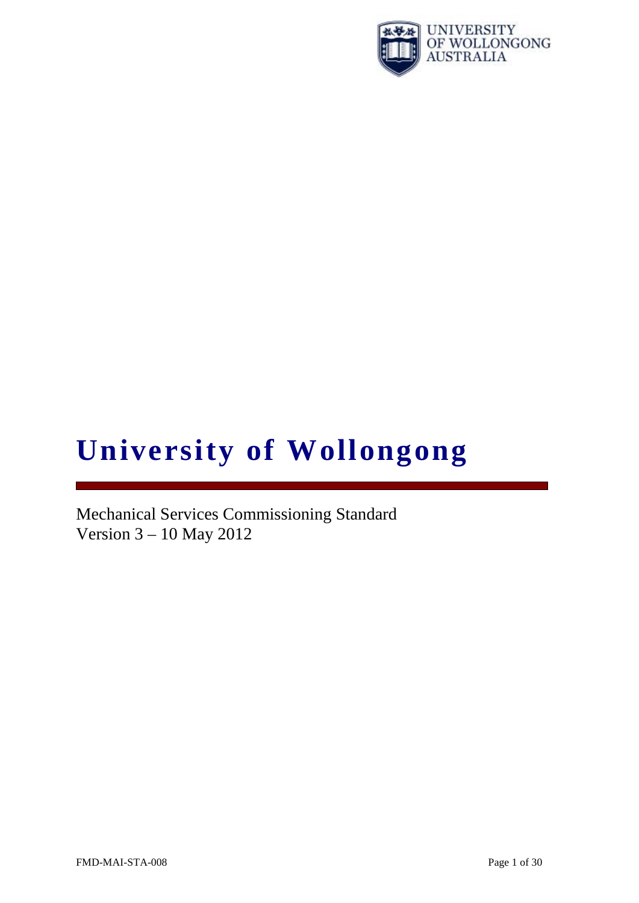UNIVERSITY OF WOLLONGONG AUSTRALIA

# University of Wollongong

Mechanical Services Commissioning Standard
Version 3 – 10 May 2012

FMD-MAI-STA-008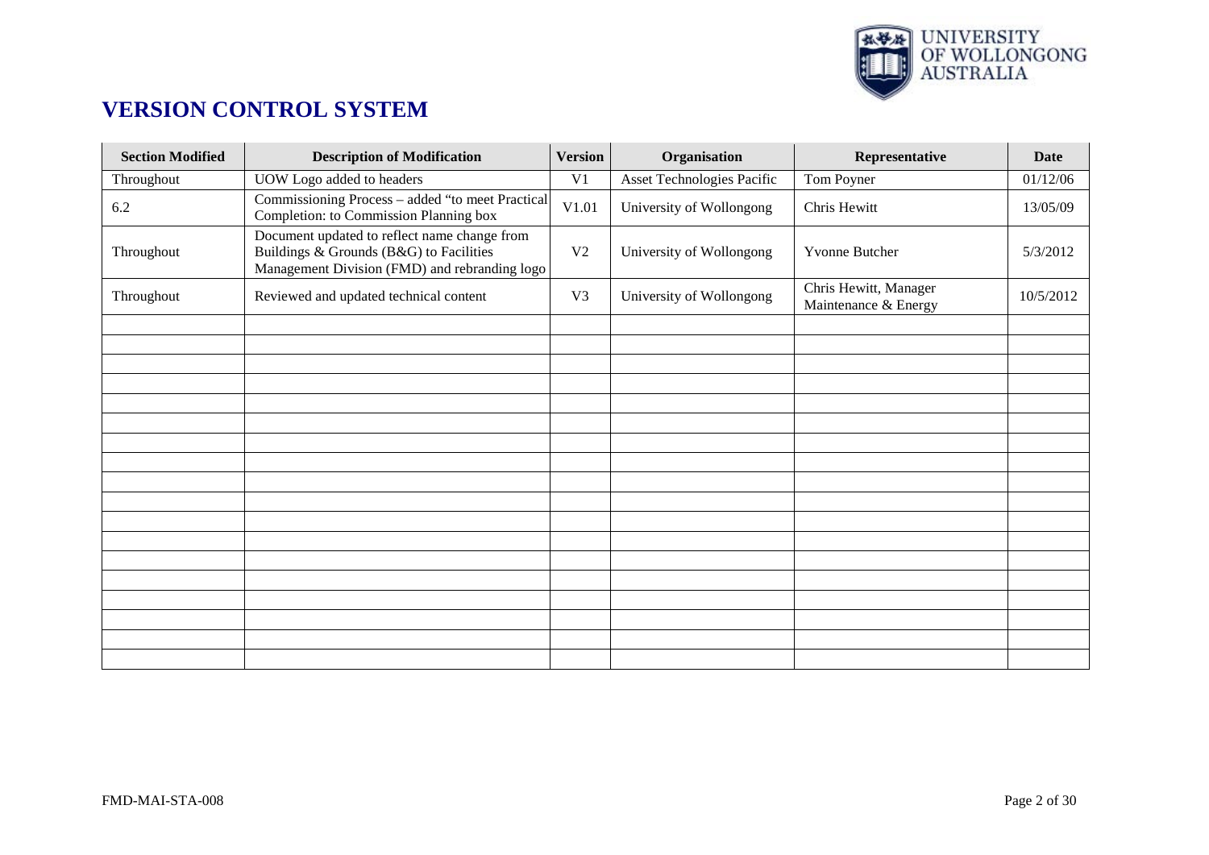# VERSION CONTROL SYSTEM

| Section Modified | Description of Modification | Version | Organisation | Representative | Date |
|---|---|---|---|---|---|
| Throughout | UOW Logo added to headers | V1 | Asset Technologies Pacific | Tom Poyner | 01/12/06 |
| 6.2 | Commissioning Process – added "to meet Practical Completion: to Commission Planning box | V1.01 | University of Wollongong | Chris Hewitt | 13/05/09 |
| Throughout | Document updated to reflect name change from Buildings & Grounds (B&G) to Facilities Management Division (FMD) and rebranding logo | V2 | University of Wollongong | Yvonne Butcher | 5/3/2012 |
| Throughout | Reviewed and updated technical content | V3 | University of Wollongong | Chris Hewitt, Manager Maintenance & Energy | 10/5/2012 |
| | | | | | |
| | | | | | |
| | | | | | |
| | | | | | |
| | | | | | |
| | | | | | |
| | | | | | |
| | | | | | |
| | | | | | |
| | | | | | |
| | | | | | |
| | | | | | |
| | | | | | |
| | | | | | |
| | | | | | |
| | | | | | |
| | | | | | |
| | | | | | |

FMD-MAI-STA-008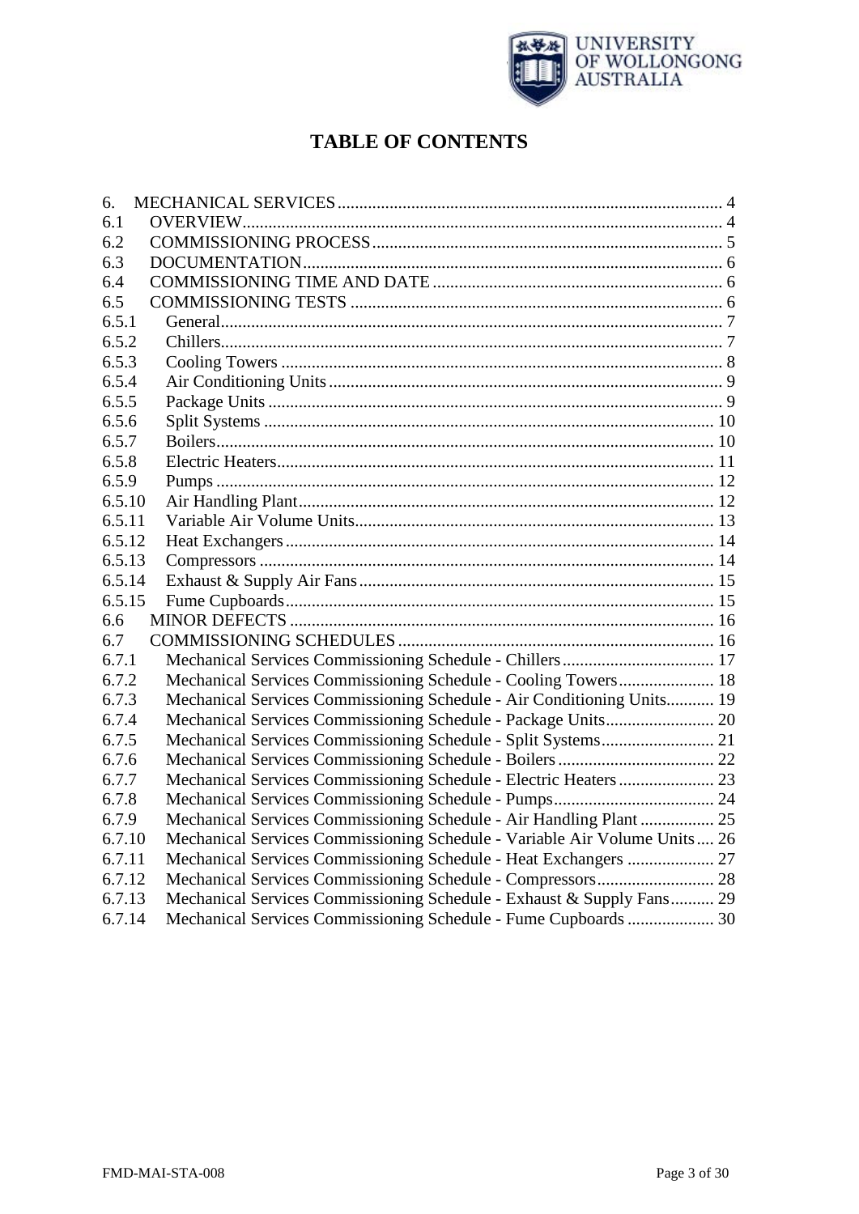# TABLE OF CONTENTS

| | | |
|---|---|---|
| 6. | MECHANICAL SERVICES | 4 |
| 6.1 | OVERVIEW | 4 |
| 6.2 | COMMISSIONING PROCESS | 5 |
| 6.3 | DOCUMENTATION | 6 |
| 6.4 | COMMISSIONING TIME AND DATE | 6 |
| 6.5 | COMMISSIONING TESTS | 6 |
| 6.5.1 | General | 7 |
| 6.5.2 | Chillers | 7 |
| 6.5.3 | Cooling Towers | 8 |
| 6.5.4 | Air Conditioning Units | 9 |
| 6.5.5 | Package Units | 9 |
| 6.5.6 | Split Systems | 10 |
| 6.5.7 | Boilers | 10 |
| 6.5.8 | Electric Heaters | 11 |
| 6.5.9 | Pumps | 12 |
| 6.5.10 | Air Handling Plant | 12 |
| 6.5.11 | Variable Air Volume Units | 13 |
| 6.5.12 | Heat Exchangers | 14 |
| 6.5.13 | Compressors | 14 |
| 6.5.14 | Exhaust & Supply Air Fans | 15 |
| 6.5.15 | Fume Cupboards | 15 |
| 6.6 | MINOR DEFECTS | 16 |
| 6.7 | COMMISSIONING SCHEDULES | 16 |
| 6.7.1 | Mechanical Services Commissioning Schedule - Chillers | 17 |
| 6.7.2 | Mechanical Services Commissioning Schedule - Cooling Towers | 18 |
| 6.7.3 | Mechanical Services Commissioning Schedule - Air Conditioning Units | 19 |
| 6.7.4 | Mechanical Services Commissioning Schedule - Package Units | 20 |
| 6.7.5 | Mechanical Services Commissioning Schedule - Split Systems | 21 |
| 6.7.6 | Mechanical Services Commissioning Schedule - Boilers | 22 |
| 6.7.7 | Mechanical Services Commissioning Schedule - Electric Heaters | 23 |
| 6.7.8 | Mechanical Services Commissioning Schedule - Pumps | 24 |
| 6.7.9 | Mechanical Services Commissioning Schedule - Air Handling Plant | 25 |
| 6.7.10 | Mechanical Services Commissioning Schedule - Variable Air Volume Units | 26 |
| 6.7.11 | Mechanical Services Commissioning Schedule - Heat Exchangers | 27 |
| 6.7.12 | Mechanical Services Commissioning Schedule - Compressors | 28 |
| 6.7.13 | Mechanical Services Commissioning Schedule - Exhaust & Supply Fans | 29 |
| 6.7.14 | Mechanical Services Commissioning Schedule - Fume Cupboards | 30 |

FMD-MAI-STA-008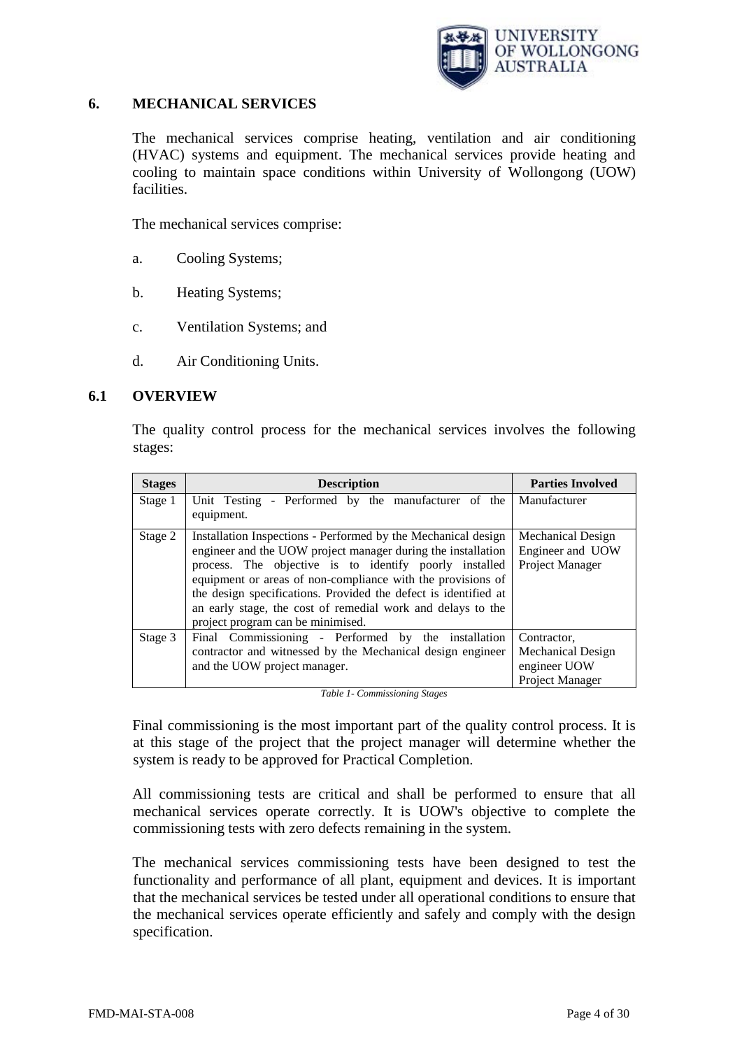## 6. MECHANICAL SERVICES

The mechanical services comprise heating, ventilation and air conditioning (HVAC) systems and equipment. The mechanical services provide heating and cooling to maintain space conditions within University of Wollongong (UOW) facilities.

The mechanical services comprise:

a. Cooling Systems;

b. Heating Systems;

c. Ventilation Systems; and

d. Air Conditioning Units.

### 6.1 OVERVIEW

The quality control process for the mechanical services involves the following stages:

| Stages | Description | Parties Involved |
|---|---|---|
| Stage 1 | Unit Testing - Performed by the manufacturer of the equipment. | Manufacturer |
| Stage 2 | Installation Inspections - Performed by the Mechanical design engineer and the UOW project manager during the installation process. The objective is to identify poorly installed equipment or areas of non-compliance with the provisions of the design specifications. Provided the defect is identified at an early stage, the cost of remedial work and delays to the project program can be minimised. | Mechanical Design Engineer and UOW Project Manager |
| Stage 3 | Final Commissioning - Performed by the installation contractor and witnessed by the Mechanical design engineer and the UOW project manager. | Contractor, Mechanical Design engineer UOW Project Manager |

*Table 1- Commissioning Stages*

Final commissioning is the most important part of the quality control process. It is at this stage of the project that the project manager will determine whether the system is ready to be approved for Practical Completion.

All commissioning tests are critical and shall be performed to ensure that all mechanical services operate correctly. It is UOW's objective to complete the commissioning tests with zero defects remaining in the system.

The mechanical services commissioning tests have been designed to test the functionality and performance of all plant, equipment and devices. It is important that the mechanical services be tested under all operational conditions to ensure that the mechanical services operate efficiently and safely and comply with the design specification.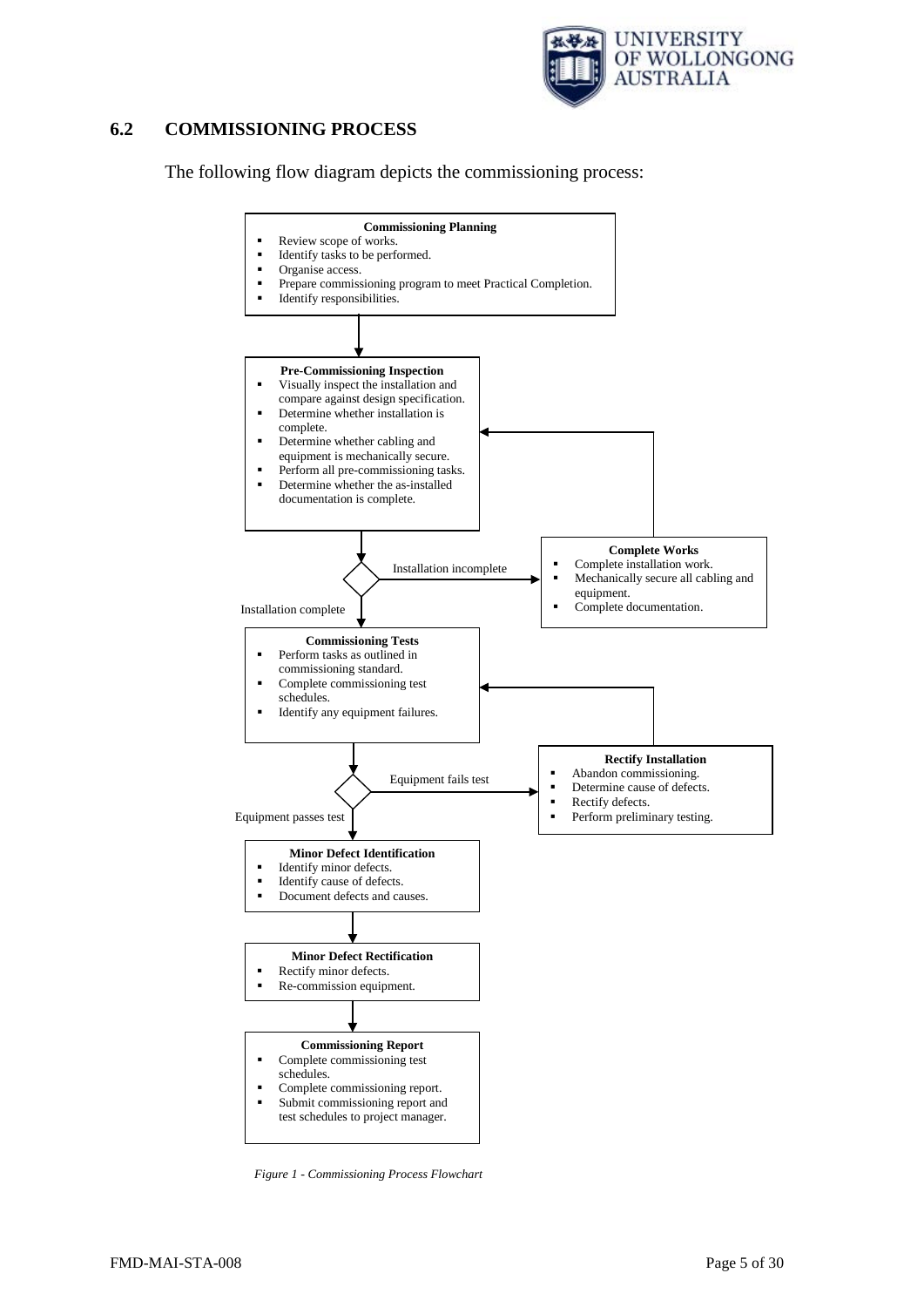## 6.2 COMMISSIONING PROCESS

The following flow diagram depicts the commissioning process:

**Commissioning Planning**
- Review scope of works.
- Identify tasks to be performed.
- Organise access.
- Prepare commissioning program to meet Practical Completion.
- Identify responsibilities.

**Pre-Commissioning Inspection**
- Visually inspect the installation and compare against design specification.
- Determine whether installation is complete.
- Determine whether cabling and equipment is mechanically secure.
- Perform all pre-commissioning tasks.
- Determine whether the as-installed documentation is complete.

Installation incomplete →

**Complete Works**
- Complete installation work.
- Mechanically secure all cabling and equipment.
- Complete documentation.

(returns to Pre-Commissioning Inspection)

Installation complete ↓

**Commissioning Tests**
- Perform tasks as outlined in commissioning standard.
- Complete commissioning test schedules.
- Identify any equipment failures.

Equipment fails test →

**Rectify Installation**
- Abandon commissioning.
- Determine cause of defects.
- Rectify defects.
- Perform preliminary testing.

(returns to Commissioning Tests)

Equipment passes test ↓

**Minor Defect Identification**
- Identify minor defects.
- Identify cause of defects.
- Document defects and causes.

**Minor Defect Rectification**
- Rectify minor defects.
- Re-commission equipment.

**Commissioning Report**
- Complete commissioning test schedules.
- Complete commissioning report.
- Submit commissioning report and test schedules to project manager.

*Figure 1 - Commissioning Process Flowchart*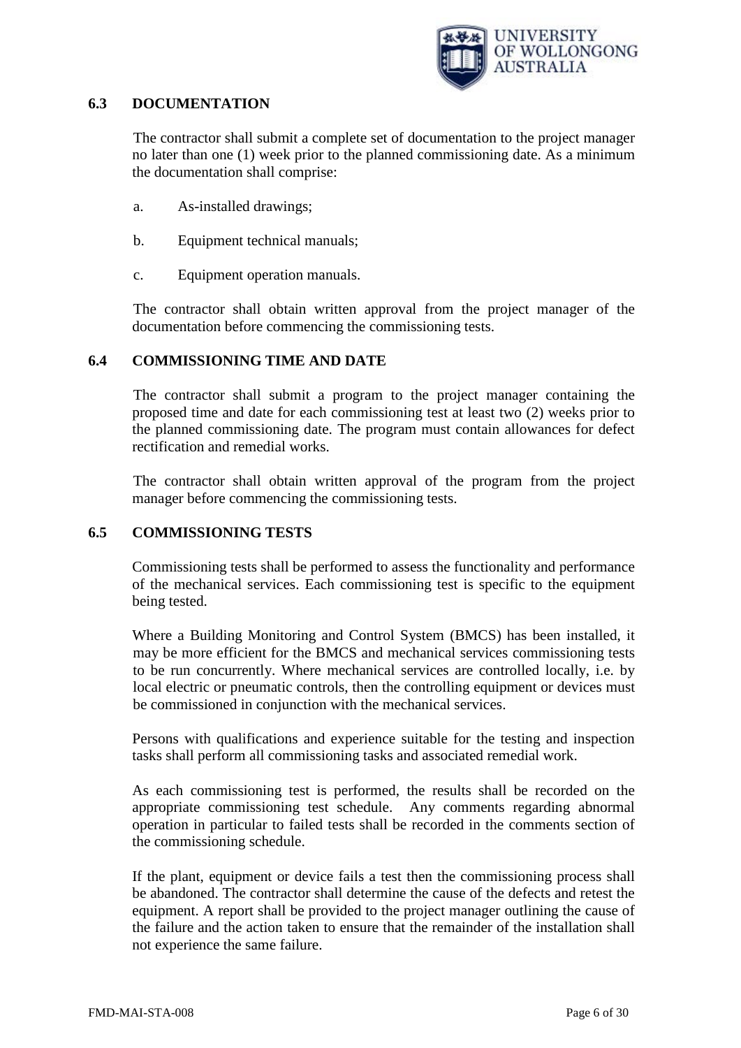### 6.3 DOCUMENTATION

The contractor shall submit a complete set of documentation to the project manager no later than one (1) week prior to the planned commissioning date. As a minimum the documentation shall comprise:

a. As-installed drawings;

b. Equipment technical manuals;

c. Equipment operation manuals.

The contractor shall obtain written approval from the project manager of the documentation before commencing the commissioning tests.

### 6.4 COMMISSIONING TIME AND DATE

The contractor shall submit a program to the project manager containing the proposed time and date for each commissioning test at least two (2) weeks prior to the planned commissioning date. The program must contain allowances for defect rectification and remedial works.

The contractor shall obtain written approval of the program from the project manager before commencing the commissioning tests.

### 6.5 COMMISSIONING TESTS

Commissioning tests shall be performed to assess the functionality and performance of the mechanical services. Each commissioning test is specific to the equipment being tested.

Where a Building Monitoring and Control System (BMCS) has been installed, it may be more efficient for the BMCS and mechanical services commissioning tests to be run concurrently. Where mechanical services are controlled locally, i.e. by local electric or pneumatic controls, then the controlling equipment or devices must be commissioned in conjunction with the mechanical services.

Persons with qualifications and experience suitable for the testing and inspection tasks shall perform all commissioning tasks and associated remedial work.

As each commissioning test is performed, the results shall be recorded on the appropriate commissioning test schedule. Any comments regarding abnormal operation in particular to failed tests shall be recorded in the comments section of the commissioning schedule.

If the plant, equipment or device fails a test then the commissioning process shall be abandoned. The contractor shall determine the cause of the defects and retest the equipment. A report shall be provided to the project manager outlining the cause of the failure and the action taken to ensure that the remainder of the installation shall not experience the same failure.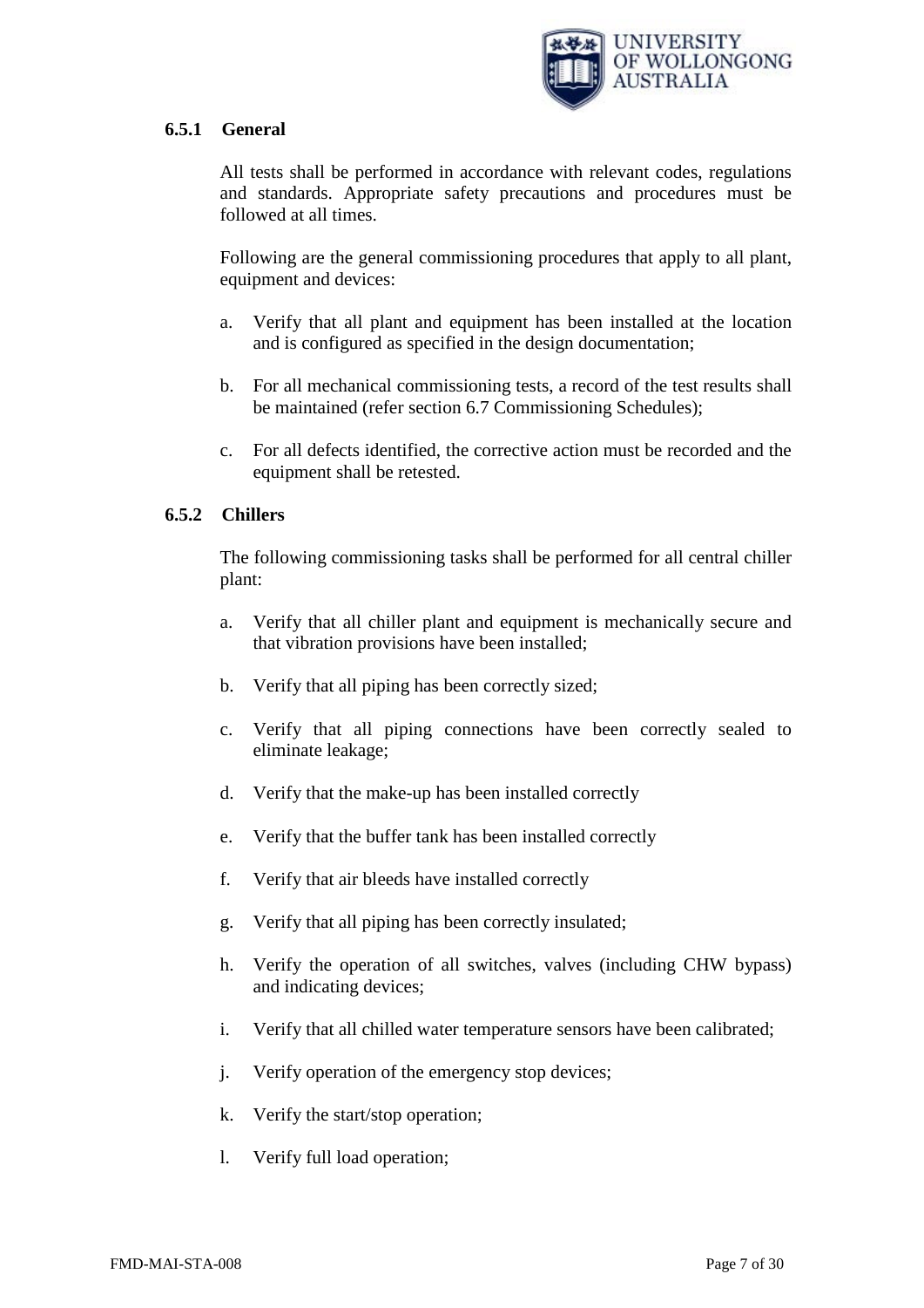### 6.5.1 General

All tests shall be performed in accordance with relevant codes, regulations and standards. Appropriate safety precautions and procedures must be followed at all times.

Following are the general commissioning procedures that apply to all plant, equipment and devices:

a. Verify that all plant and equipment has been installed at the location and is configured as specified in the design documentation;

b. For all mechanical commissioning tests, a record of the test results shall be maintained (refer section 6.7 Commissioning Schedules);

c. For all defects identified, the corrective action must be recorded and the equipment shall be retested.

### 6.5.2 Chillers

The following commissioning tasks shall be performed for all central chiller plant:

a. Verify that all chiller plant and equipment is mechanically secure and that vibration provisions have been installed;

b. Verify that all piping has been correctly sized;

c. Verify that all piping connections have been correctly sealed to eliminate leakage;

d. Verify that the make-up has been installed correctly

e. Verify that the buffer tank has been installed correctly

f. Verify that air bleeds have installed correctly

g. Verify that all piping has been correctly insulated;

h. Verify the operation of all switches, valves (including CHW bypass) and indicating devices;

i. Verify that all chilled water temperature sensors have been calibrated;

j. Verify operation of the emergency stop devices;

k. Verify the start/stop operation;

l. Verify full load operation;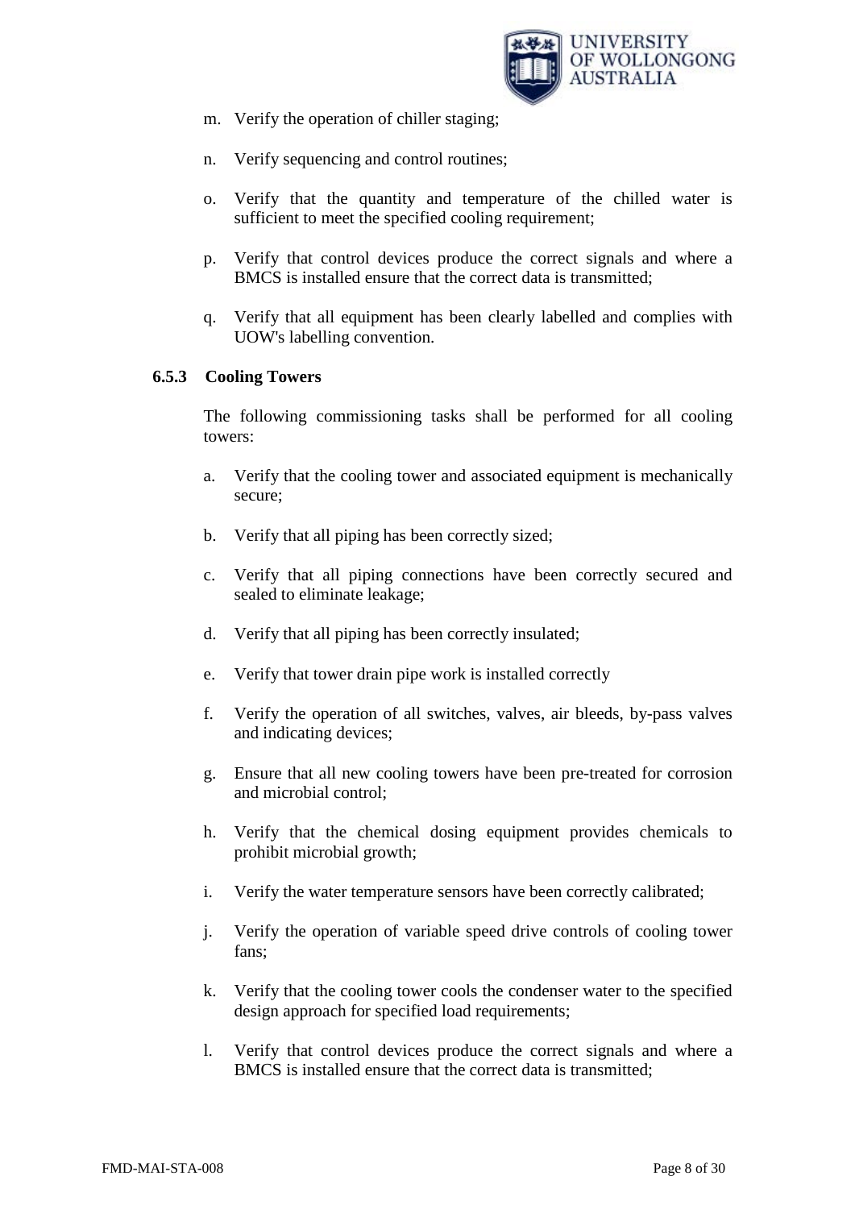m. Verify the operation of chiller staging;

n. Verify sequencing and control routines;

o. Verify that the quantity and temperature of the chilled water is sufficient to meet the specified cooling requirement;

p. Verify that control devices produce the correct signals and where a BMCS is installed ensure that the correct data is transmitted;

q. Verify that all equipment has been clearly labelled and complies with UOW's labelling convention.

### 6.5.3 Cooling Towers

The following commissioning tasks shall be performed for all cooling towers:

a. Verify that the cooling tower and associated equipment is mechanically secure;

b. Verify that all piping has been correctly sized;

c. Verify that all piping connections have been correctly secured and sealed to eliminate leakage;

d. Verify that all piping has been correctly insulated;

e. Verify that tower drain pipe work is installed correctly

f. Verify the operation of all switches, valves, air bleeds, by-pass valves and indicating devices;

g. Ensure that all new cooling towers have been pre-treated for corrosion and microbial control;

h. Verify that the chemical dosing equipment provides chemicals to prohibit microbial growth;

i. Verify the water temperature sensors have been correctly calibrated;

j. Verify the operation of variable speed drive controls of cooling tower fans;

k. Verify that the cooling tower cools the condenser water to the specified design approach for specified load requirements;

l. Verify that control devices produce the correct signals and where a BMCS is installed ensure that the correct data is transmitted;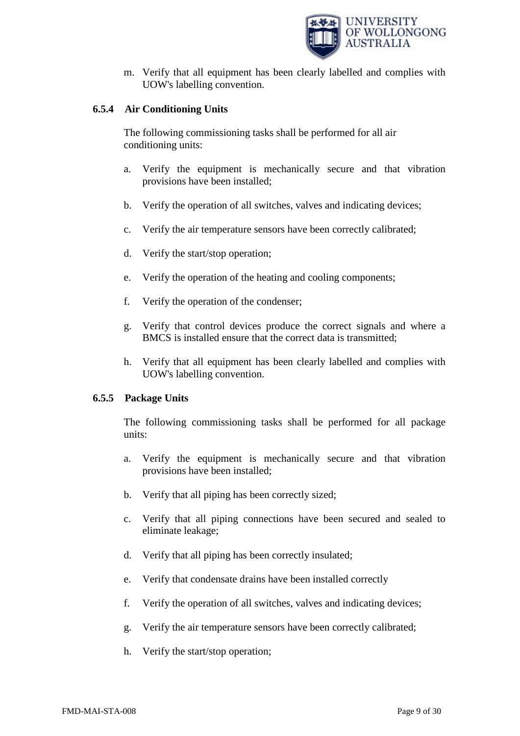m. Verify that all equipment has been clearly labelled and complies with UOW's labelling convention.

### 6.5.4 Air Conditioning Units

The following commissioning tasks shall be performed for all air conditioning units:

a. Verify the equipment is mechanically secure and that vibration provisions have been installed;

b. Verify the operation of all switches, valves and indicating devices;

c. Verify the air temperature sensors have been correctly calibrated;

d. Verify the start/stop operation;

e. Verify the operation of the heating and cooling components;

f. Verify the operation of the condenser;

g. Verify that control devices produce the correct signals and where a BMCS is installed ensure that the correct data is transmitted;

h. Verify that all equipment has been clearly labelled and complies with UOW's labelling convention.

### 6.5.5 Package Units

The following commissioning tasks shall be performed for all package units:

a. Verify the equipment is mechanically secure and that vibration provisions have been installed;

b. Verify that all piping has been correctly sized;

c. Verify that all piping connections have been secured and sealed to eliminate leakage;

d. Verify that all piping has been correctly insulated;

e. Verify that condensate drains have been installed correctly

f. Verify the operation of all switches, valves and indicating devices;

g. Verify the air temperature sensors have been correctly calibrated;

h. Verify the start/stop operation;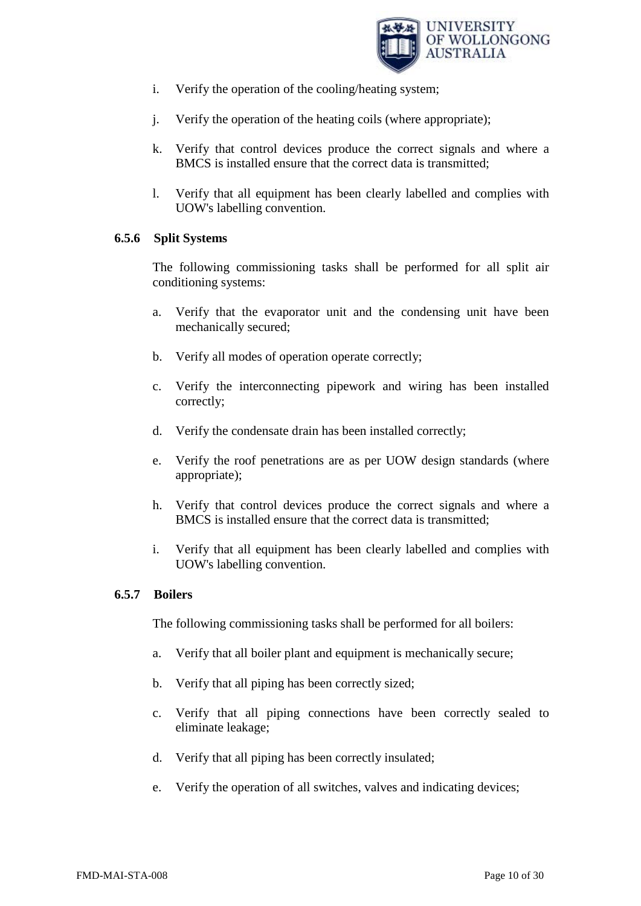i. Verify the operation of the cooling/heating system;

j. Verify the operation of the heating coils (where appropriate);

k. Verify that control devices produce the correct signals and where a BMCS is installed ensure that the correct data is transmitted;

l. Verify that all equipment has been clearly labelled and complies with UOW's labelling convention.

### 6.5.6 Split Systems

The following commissioning tasks shall be performed for all split air conditioning systems:

a. Verify that the evaporator unit and the condensing unit have been mechanically secured;

b. Verify all modes of operation operate correctly;

c. Verify the interconnecting pipework and wiring has been installed correctly;

d. Verify the condensate drain has been installed correctly;

e. Verify the roof penetrations are as per UOW design standards (where appropriate);

h. Verify that control devices produce the correct signals and where a BMCS is installed ensure that the correct data is transmitted;

i. Verify that all equipment has been clearly labelled and complies with UOW's labelling convention.

### 6.5.7 Boilers

The following commissioning tasks shall be performed for all boilers:

a. Verify that all boiler plant and equipment is mechanically secure;

b. Verify that all piping has been correctly sized;

c. Verify that all piping connections have been correctly sealed to eliminate leakage;

d. Verify that all piping has been correctly insulated;

e. Verify the operation of all switches, valves and indicating devices;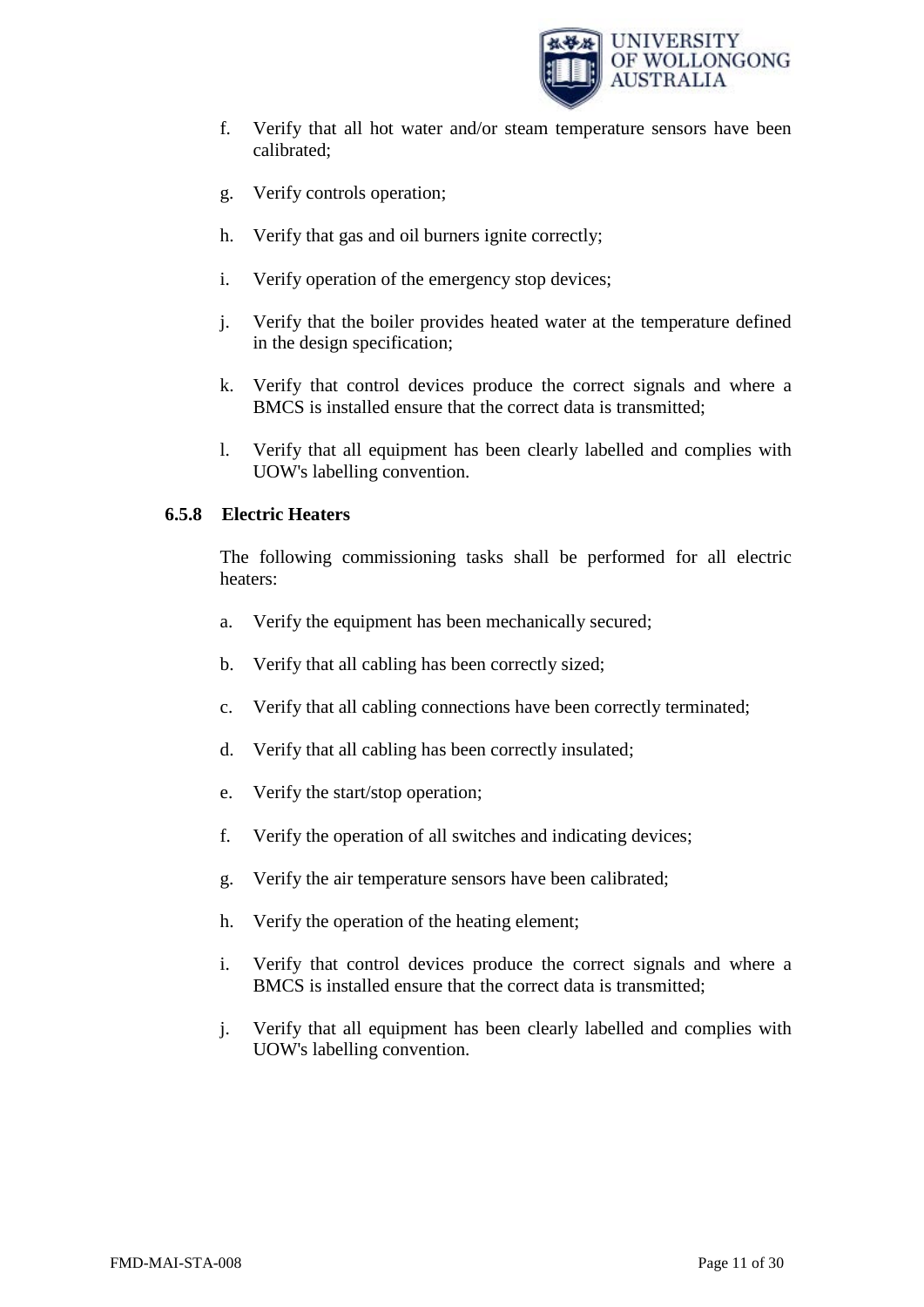f. Verify that all hot water and/or steam temperature sensors have been calibrated;

g. Verify controls operation;

h. Verify that gas and oil burners ignite correctly;

i. Verify operation of the emergency stop devices;

j. Verify that the boiler provides heated water at the temperature defined in the design specification;

k. Verify that control devices produce the correct signals and where a BMCS is installed ensure that the correct data is transmitted;

l. Verify that all equipment has been clearly labelled and complies with UOW's labelling convention.

### 6.5.8 Electric Heaters

The following commissioning tasks shall be performed for all electric heaters:

a. Verify the equipment has been mechanically secured;

b. Verify that all cabling has been correctly sized;

c. Verify that all cabling connections have been correctly terminated;

d. Verify that all cabling has been correctly insulated;

e. Verify the start/stop operation;

f. Verify the operation of all switches and indicating devices;

g. Verify the air temperature sensors have been calibrated;

h. Verify the operation of the heating element;

i. Verify that control devices produce the correct signals and where a BMCS is installed ensure that the correct data is transmitted;

j. Verify that all equipment has been clearly labelled and complies with UOW's labelling convention.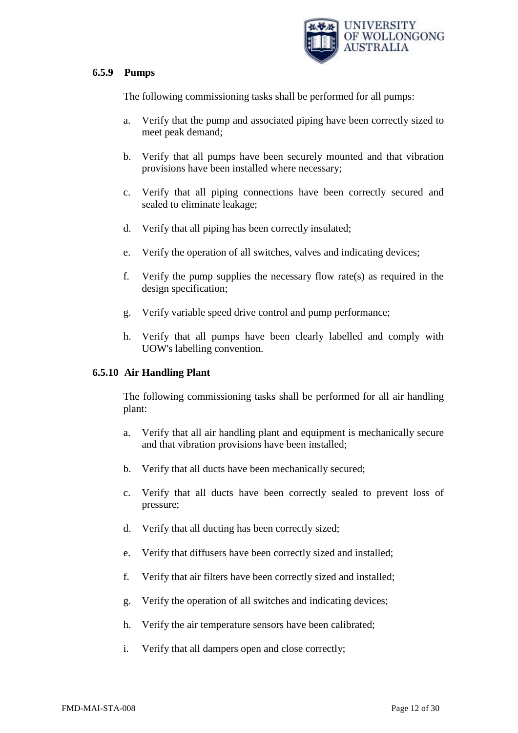#### 6.5.9 Pumps

The following commissioning tasks shall be performed for all pumps:

a. Verify that the pump and associated piping have been correctly sized to meet peak demand;

b. Verify that all pumps have been securely mounted and that vibration provisions have been installed where necessary;

c. Verify that all piping connections have been correctly secured and sealed to eliminate leakage;

d. Verify that all piping has been correctly insulated;

e. Verify the operation of all switches, valves and indicating devices;

f. Verify the pump supplies the necessary flow rate(s) as required in the design specification;

g. Verify variable speed drive control and pump performance;

h. Verify that all pumps have been clearly labelled and comply with UOW's labelling convention.

#### 6.5.10 Air Handling Plant

The following commissioning tasks shall be performed for all air handling plant:

a. Verify that all air handling plant and equipment is mechanically secure and that vibration provisions have been installed;

b. Verify that all ducts have been mechanically secured;

c. Verify that all ducts have been correctly sealed to prevent loss of pressure;

d. Verify that all ducting has been correctly sized;

e. Verify that diffusers have been correctly sized and installed;

f. Verify that air filters have been correctly sized and installed;

g. Verify the operation of all switches and indicating devices;

h. Verify the air temperature sensors have been calibrated;

i. Verify that all dampers open and close correctly;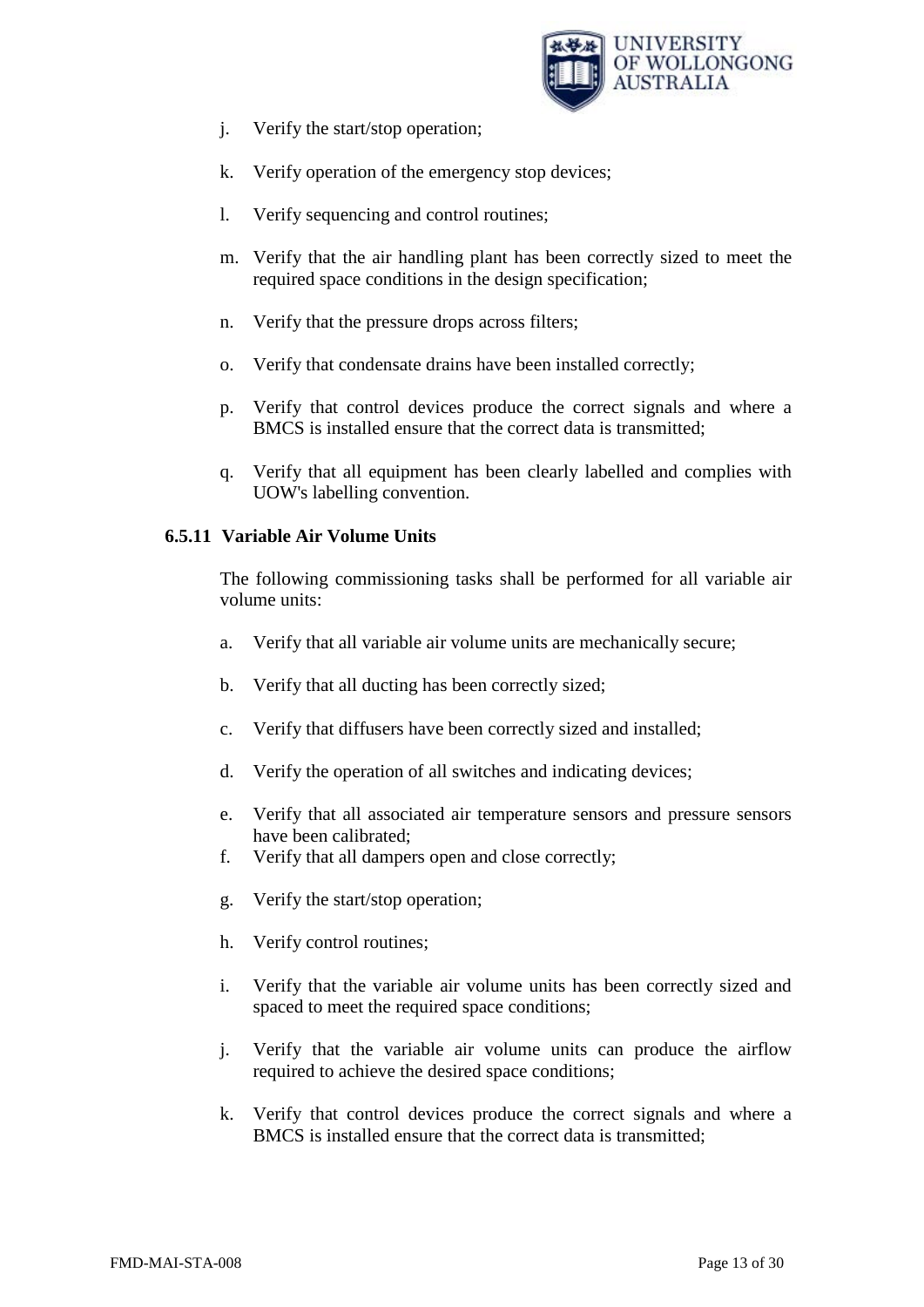j. Verify the start/stop operation;

k. Verify operation of the emergency stop devices;

l. Verify sequencing and control routines;

m. Verify that the air handling plant has been correctly sized to meet the required space conditions in the design specification;

n. Verify that the pressure drops across filters;

o. Verify that condensate drains have been installed correctly;

p. Verify that control devices produce the correct signals and where a BMCS is installed ensure that the correct data is transmitted;

q. Verify that all equipment has been clearly labelled and complies with UOW's labelling convention.

### 6.5.11 Variable Air Volume Units

The following commissioning tasks shall be performed for all variable air volume units:

a. Verify that all variable air volume units are mechanically secure;

b. Verify that all ducting has been correctly sized;

c. Verify that diffusers have been correctly sized and installed;

d. Verify the operation of all switches and indicating devices;

e. Verify that all associated air temperature sensors and pressure sensors have been calibrated;

f. Verify that all dampers open and close correctly;

g. Verify the start/stop operation;

h. Verify control routines;

i. Verify that the variable air volume units has been correctly sized and spaced to meet the required space conditions;

j. Verify that the variable air volume units can produce the airflow required to achieve the desired space conditions;

k. Verify that control devices produce the correct signals and where a BMCS is installed ensure that the correct data is transmitted;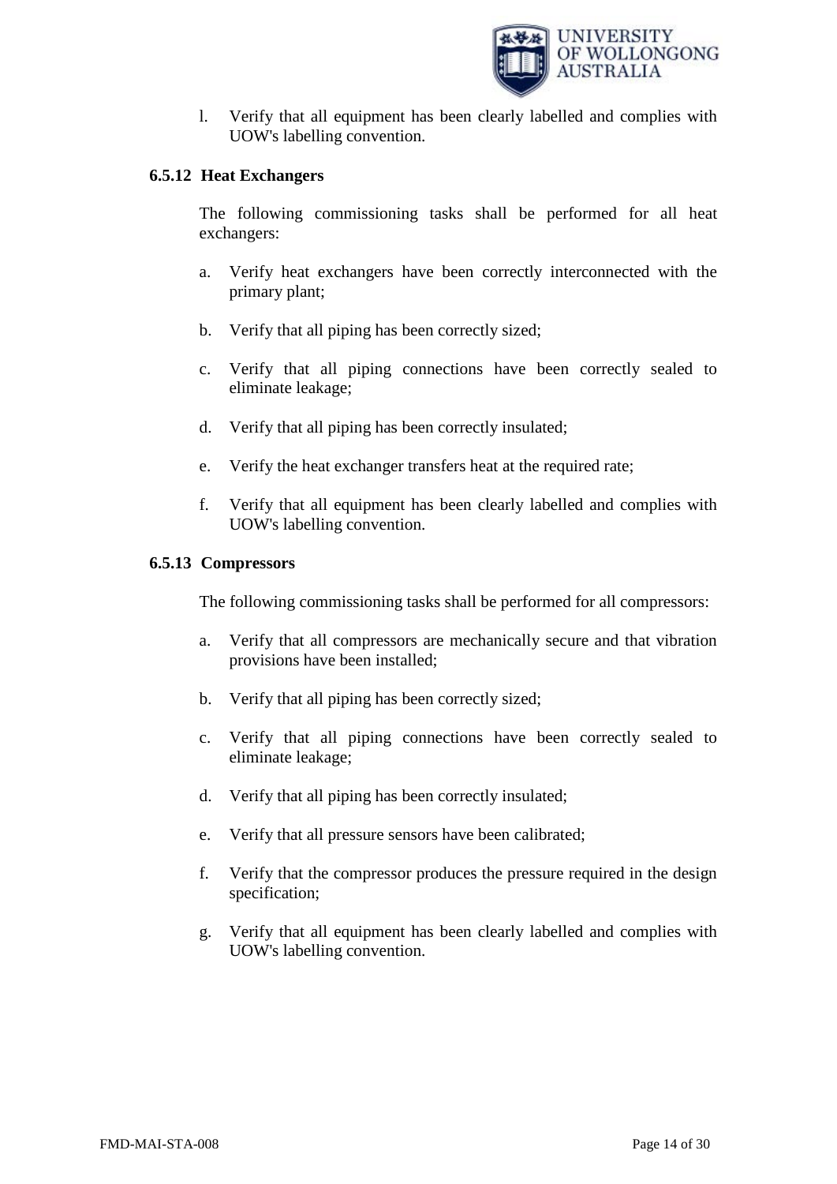l. Verify that all equipment has been clearly labelled and complies with UOW's labelling convention.

### 6.5.12 Heat Exchangers

The following commissioning tasks shall be performed for all heat exchangers:

a. Verify heat exchangers have been correctly interconnected with the primary plant;

b. Verify that all piping has been correctly sized;

c. Verify that all piping connections have been correctly sealed to eliminate leakage;

d. Verify that all piping has been correctly insulated;

e. Verify the heat exchanger transfers heat at the required rate;

f. Verify that all equipment has been clearly labelled and complies with UOW's labelling convention.

### 6.5.13 Compressors

The following commissioning tasks shall be performed for all compressors:

a. Verify that all compressors are mechanically secure and that vibration provisions have been installed;

b. Verify that all piping has been correctly sized;

c. Verify that all piping connections have been correctly sealed to eliminate leakage;

d. Verify that all piping has been correctly insulated;

e. Verify that all pressure sensors have been calibrated;

f. Verify that the compressor produces the pressure required in the design specification;

g. Verify that all equipment has been clearly labelled and complies with UOW's labelling convention.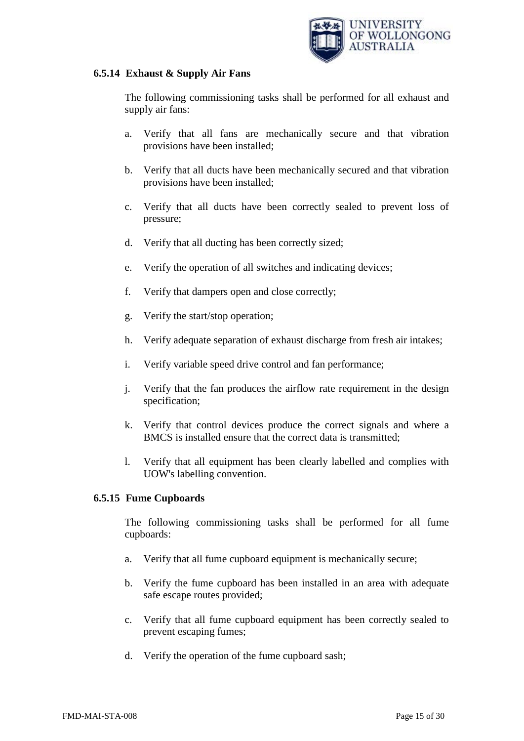#### 6.5.14 Exhaust & Supply Air Fans

The following commissioning tasks shall be performed for all exhaust and supply air fans:

a. Verify that all fans are mechanically secure and that vibration provisions have been installed;

b. Verify that all ducts have been mechanically secured and that vibration provisions have been installed;

c. Verify that all ducts have been correctly sealed to prevent loss of pressure;

d. Verify that all ducting has been correctly sized;

e. Verify the operation of all switches and indicating devices;

f. Verify that dampers open and close correctly;

g. Verify the start/stop operation;

h. Verify adequate separation of exhaust discharge from fresh air intakes;

i. Verify variable speed drive control and fan performance;

j. Verify that the fan produces the airflow rate requirement in the design specification;

k. Verify that control devices produce the correct signals and where a BMCS is installed ensure that the correct data is transmitted;

l. Verify that all equipment has been clearly labelled and complies with UOW's labelling convention.

#### 6.5.15 Fume Cupboards

The following commissioning tasks shall be performed for all fume cupboards:

a. Verify that all fume cupboard equipment is mechanically secure;

b. Verify the fume cupboard has been installed in an area with adequate safe escape routes provided;

c. Verify that all fume cupboard equipment has been correctly sealed to prevent escaping fumes;

d. Verify the operation of the fume cupboard sash;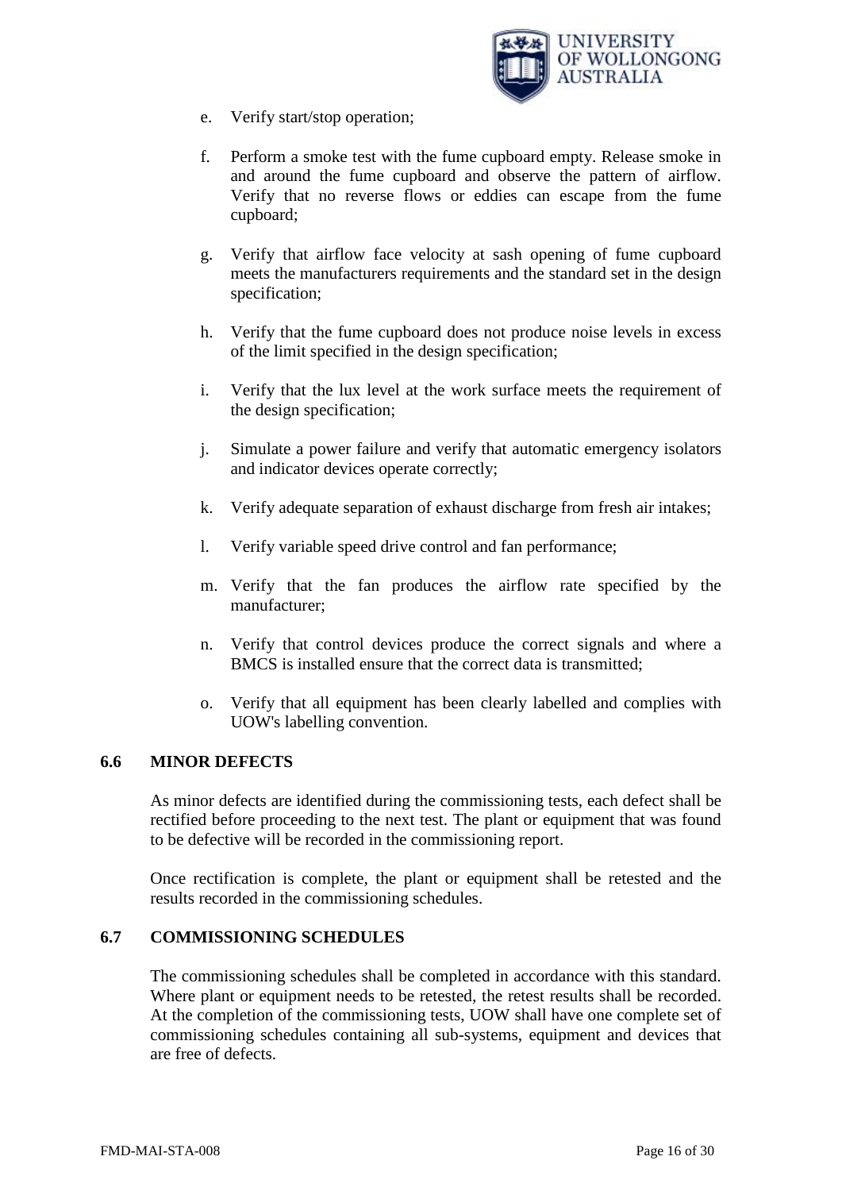e. Verify start/stop operation;

f. Perform a smoke test with the fume cupboard empty. Release smoke in and around the fume cupboard and observe the pattern of airflow. Verify that no reverse flows or eddies can escape from the fume cupboard;

g. Verify that airflow face velocity at sash opening of fume cupboard meets the manufacturers requirements and the standard set in the design specification;

h. Verify that the fume cupboard does not produce noise levels in excess of the limit specified in the design specification;

i. Verify that the lux level at the work surface meets the requirement of the design specification;

j. Simulate a power failure and verify that automatic emergency isolators and indicator devices operate correctly;

k. Verify adequate separation of exhaust discharge from fresh air intakes;

l. Verify variable speed drive control and fan performance;

m. Verify that the fan produces the airflow rate specified by the manufacturer;

n. Verify that control devices produce the correct signals and where a BMCS is installed ensure that the correct data is transmitted;

o. Verify that all equipment has been clearly labelled and complies with UOW's labelling convention.

## 6.6 MINOR DEFECTS

As minor defects are identified during the commissioning tests, each defect shall be rectified before proceeding to the next test. The plant or equipment that was found to be defective will be recorded in the commissioning report.

Once rectification is complete, the plant or equipment shall be retested and the results recorded in the commissioning schedules.

## 6.7 COMMISSIONING SCHEDULES

The commissioning schedules shall be completed in accordance with this standard. Where plant or equipment needs to be retested, the retest results shall be recorded. At the completion of the commissioning tests, UOW shall have one complete set of commissioning schedules containing all sub-systems, equipment and devices that are free of defects.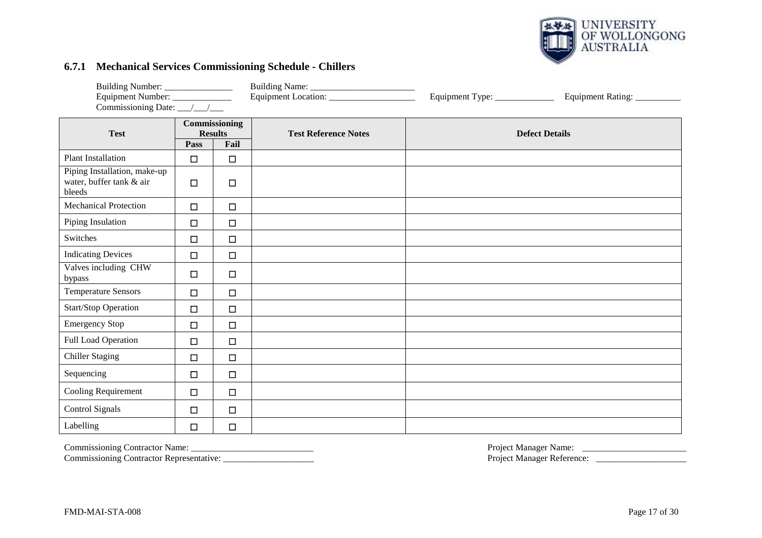### 6.7.1 Mechanical Services Commissioning Schedule - Chillers

Building Number: _______________ Building Name: _______________________
Equipment Number: _____________ Equipment Location: ___________________ Equipment Type: _____________ Equipment Rating: __________
Commissioning Date: ___/___/___

| Test | Commissioning Results | | Test Reference Notes | Defect Details |
|---|---|---|---|---|
| | Pass | Fail | | |
| Plant Installation | ☐ | ☐ | | |
| Piping Installation, make-up water, buffer tank & air bleeds | ☐ | ☐ | | |
| Mechanical Protection | ☐ | ☐ | | |
| Piping Insulation | ☐ | ☐ | | |
| Switches | ☐ | ☐ | | |
| Indicating Devices | ☐ | ☐ | | |
| Valves including CHW bypass | ☐ | ☐ | | |
| Temperature Sensors | ☐ | ☐ | | |
| Start/Stop Operation | ☐ | ☐ | | |
| Emergency Stop | ☐ | ☐ | | |
| Full Load Operation | ☐ | ☐ | | |
| Chiller Staging | ☐ | ☐ | | |
| Sequencing | ☐ | ☐ | | |
| Cooling Requirement | ☐ | ☐ | | |
| Control Signals | ☐ | ☐ | | |
| Labelling | ☐ | ☐ | | |

Commissioning Contractor Name: ___________________________
Commissioning Contractor Representative: ____________________

Project Manager Name: _______________________
Project Manager Reference: ____________________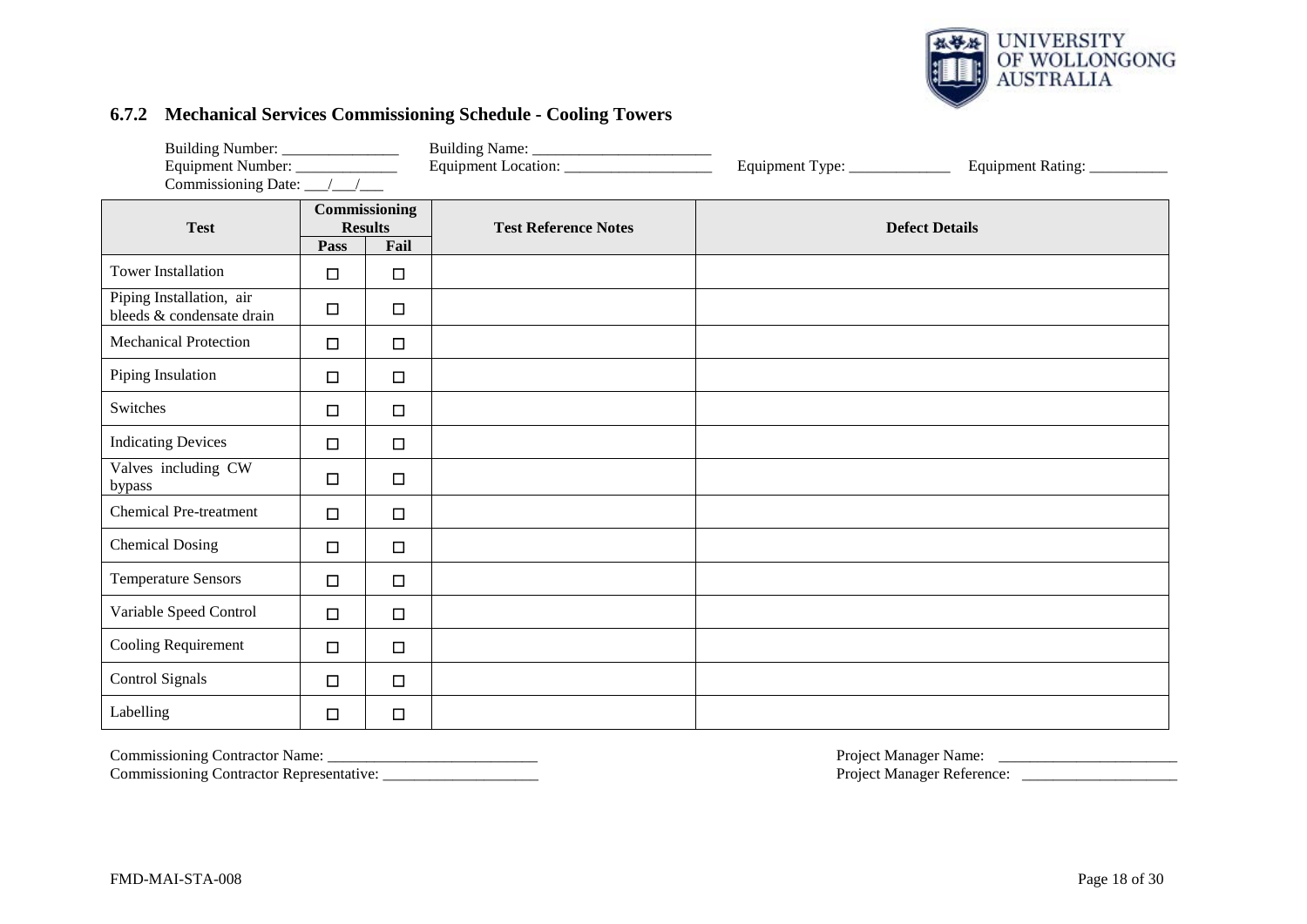### 6.7.2 Mechanical Services Commissioning Schedule - Cooling Towers

Building Number: _______________ Building Name: ________________________

Equipment Number: _____________ Equipment Location: ___________________ Equipment Type: _____________ Equipment Rating: __________

Commissioning Date: ___/___/___

| Test | Commissioning Results | | Test Reference Notes | Defect Details |
|---|---|---|---|---|
| | Pass | Fail | | |
| Tower Installation | ☐ | ☐ | | |
| Piping Installation, air bleeds & condensate drain | ☐ | ☐ | | |
| Mechanical Protection | ☐ | ☐ | | |
| Piping Insulation | ☐ | ☐ | | |
| Switches | ☐ | ☐ | | |
| Indicating Devices | ☐ | ☐ | | |
| Valves including CW bypass | ☐ | ☐ | | |
| Chemical Pre-treatment | ☐ | ☐ | | |
| Chemical Dosing | ☐ | ☐ | | |
| Temperature Sensors | ☐ | ☐ | | |
| Variable Speed Control | ☐ | ☐ | | |
| Cooling Requirement | ☐ | ☐ | | |
| Control Signals | ☐ | ☐ | | |
| Labelling | ☐ | ☐ | | |

Commissioning Contractor Name: ___________________________

Commissioning Contractor Representative: ____________________

Project Manager Name: _______________________

Project Manager Reference: ____________________

FMD-MAI-STA-008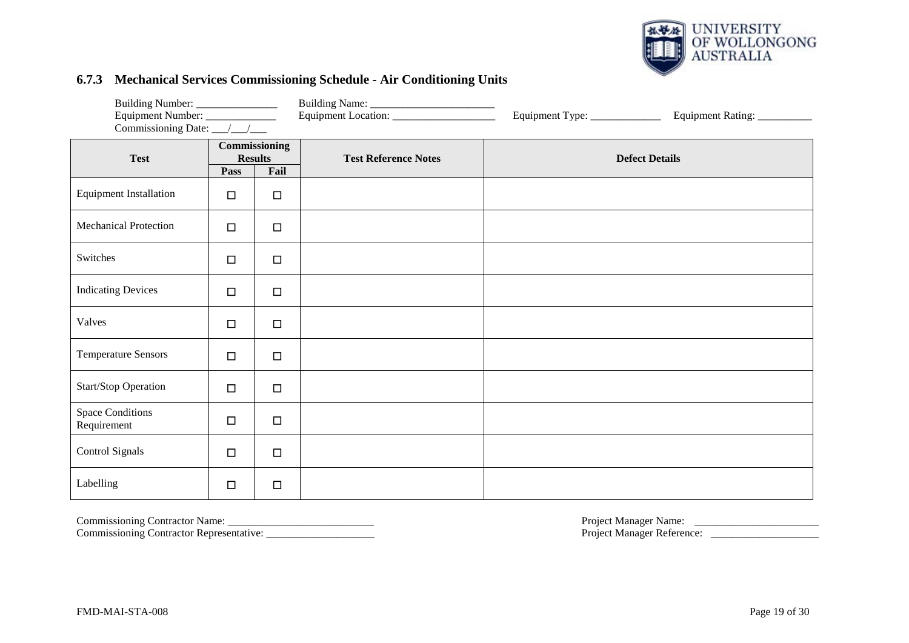### 6.7.3 Mechanical Services Commissioning Schedule - Air Conditioning Units

Building Number: _______________ Building Name: _______________________
Equipment Number: _____________ Equipment Location: ___________________ Equipment Type: _____________ Equipment Rating: __________
Commissioning Date: ___/___/___

| Test | Commissioning Results | | Test Reference Notes | Defect Details |
|---|---|---|---|---|
| | Pass | Fail | | |
| Equipment Installation | ☐ | ☐ | | |
| Mechanical Protection | ☐ | ☐ | | |
| Switches | ☐ | ☐ | | |
| Indicating Devices | ☐ | ☐ | | |
| Valves | ☐ | ☐ | | |
| Temperature Sensors | ☐ | ☐ | | |
| Start/Stop Operation | ☐ | ☐ | | |
| Space Conditions Requirement | ☐ | ☐ | | |
| Control Signals | ☐ | ☐ | | |
| Labelling | ☐ | ☐ | | |

Commissioning Contractor Name: ___________________________
Commissioning Contractor Representative: ____________________

Project Manager Name: _______________________
Project Manager Reference: ____________________

FMD-MAI-STA-008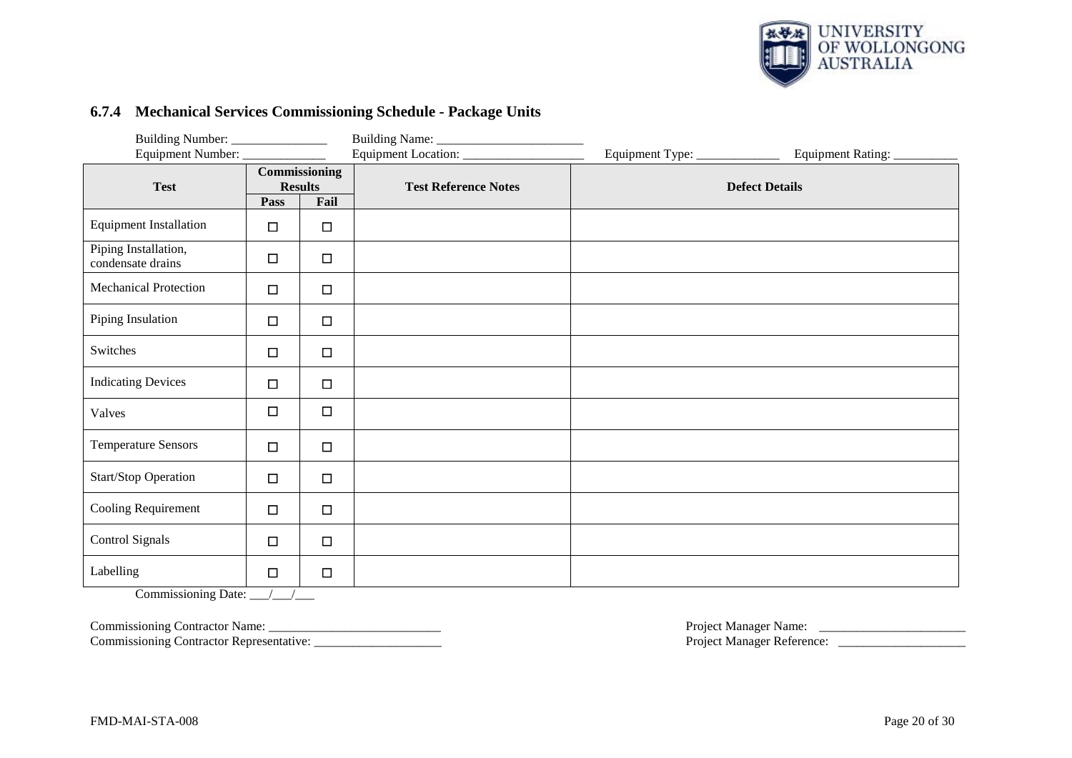### 6.7.4 Mechanical Services Commissioning Schedule - Package Units

Building Number: _______________ Building Name: ________________________

Equipment Number: _____________ Equipment Location: ___________________ Equipment Type: _____________ Equipment Rating: __________

| Test | Commissioning Results | | Test Reference Notes | Defect Details |
|---|---|---|---|---|
| | Pass | Fail | | |
| Equipment Installation | ☐ | ☐ | | |
| Piping Installation, condensate drains | ☐ | ☐ | | |
| Mechanical Protection | ☐ | ☐ | | |
| Piping Insulation | ☐ | ☐ | | |
| Switches | ☐ | ☐ | | |
| Indicating Devices | ☐ | ☐ | | |
| Valves | ☐ | ☐ | | |
| Temperature Sensors | ☐ | ☐ | | |
| Start/Stop Operation | ☐ | ☐ | | |
| Cooling Requirement | ☐ | ☐ | | |
| Control Signals | ☐ | ☐ | | |
| Labelling | ☐ | ☐ | | |

Commissioning Date: ___/___/___

Commissioning Contractor Name: ___________________________

Commissioning Contractor Representative: ____________________

Project Manager Name: _______________________

Project Manager Reference: ____________________

FMD-MAI-STA-008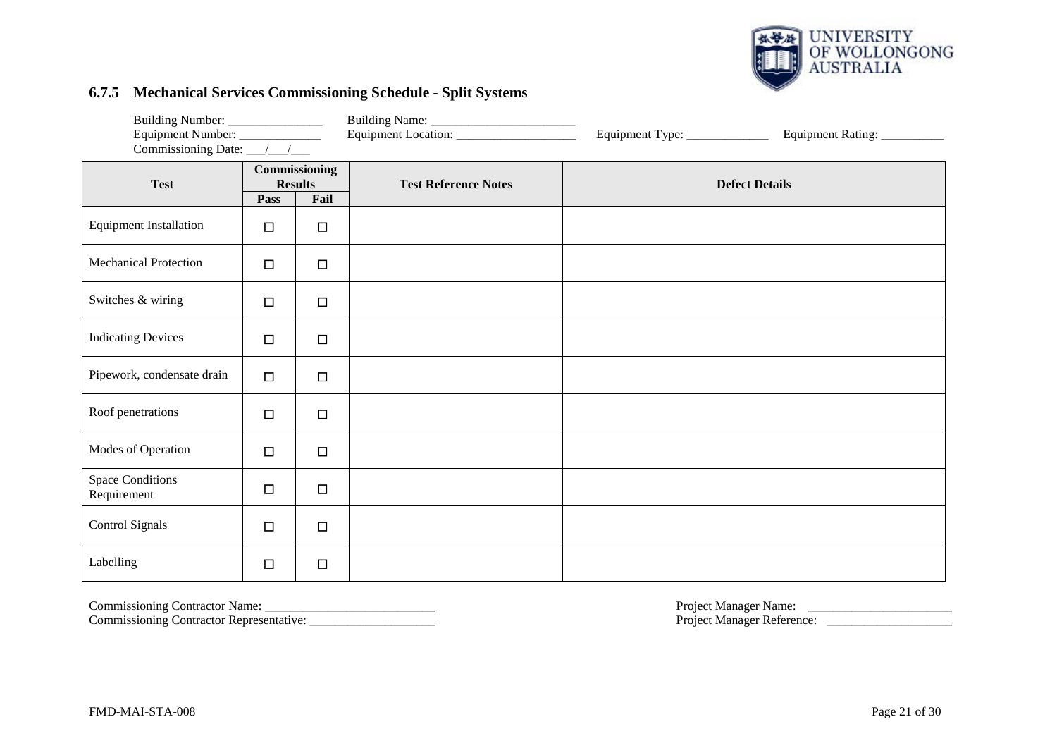### 6.7.5 Mechanical Services Commissioning Schedule - Split Systems

Building Number: _______________ Building Name: _______________________

Equipment Number: _____________ Equipment Location: ___________________ Equipment Type: _____________ Equipment Rating: __________

Commissioning Date: ___/___/___

| Test | Commissioning Results | | Test Reference Notes | Defect Details |
|---|---|---|---|---|
| | Pass | Fail | | |
| Equipment Installation | ☐ | ☐ | | |
| Mechanical Protection | ☐ | ☐ | | |
| Switches & wiring | ☐ | ☐ | | |
| Indicating Devices | ☐ | ☐ | | |
| Pipework, condensate drain | ☐ | ☐ | | |
| Roof penetrations | ☐ | ☐ | | |
| Modes of Operation | ☐ | ☐ | | |
| Space Conditions Requirement | ☐ | ☐ | | |
| Control Signals | ☐ | ☐ | | |
| Labelling | ☐ | ☐ | | |

Commissioning Contractor Name: ___________________________

Commissioning Contractor Representative: ____________________

Project Manager Name: _______________________

Project Manager Reference: ____________________

FMD-MAI-STA-008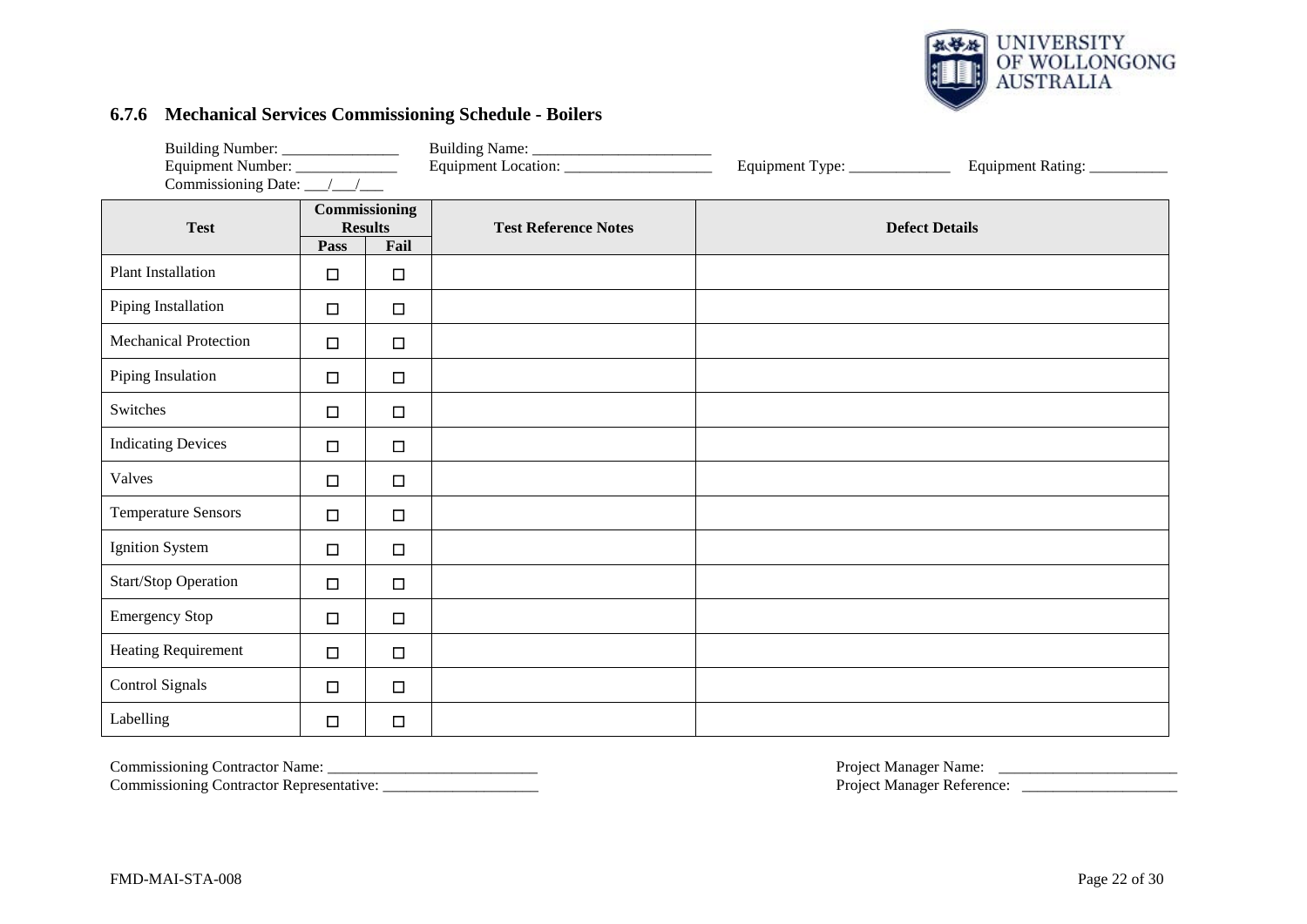### 6.7.6 Mechanical Services Commissioning Schedule - Boilers

Building Number: _______________ Building Name: _______________________
Equipment Number: _____________ Equipment Location: ___________________ Equipment Type: _____________ Equipment Rating: __________
Commissioning Date: ___/___/___

| Test | Commissioning Results | | Test Reference Notes | Defect Details |
|---|---|---|---|---|
| | Pass | Fail | | |
| Plant Installation | ☐ | ☐ | | |
| Piping Installation | ☐ | ☐ | | |
| Mechanical Protection | ☐ | ☐ | | |
| Piping Insulation | ☐ | ☐ | | |
| Switches | ☐ | ☐ | | |
| Indicating Devices | ☐ | ☐ | | |
| Valves | ☐ | ☐ | | |
| Temperature Sensors | ☐ | ☐ | | |
| Ignition System | ☐ | ☐ | | |
| Start/Stop Operation | ☐ | ☐ | | |
| Emergency Stop | ☐ | ☐ | | |
| Heating Requirement | ☐ | ☐ | | |
| Control Signals | ☐ | ☐ | | |
| Labelling | ☐ | ☐ | | |

Commissioning Contractor Name: ___________________________
Commissioning Contractor Representative: ____________________

Project Manager Name: _______________________
Project Manager Reference: ____________________

FMD-MAI-STA-008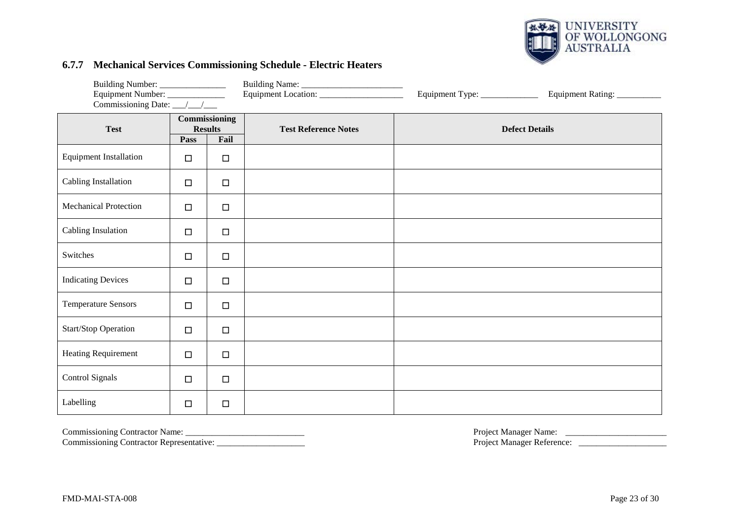### 6.7.7 Mechanical Services Commissioning Schedule - Electric Heaters

Building Number: _______________ Building Name: _______________________
Equipment Number: _____________ Equipment Location: ___________________ Equipment Type: _____________ Equipment Rating: __________
Commissioning Date: ___/___/___

| Test | Commissioning Results | | Test Reference Notes | Defect Details |
|---|---|---|---|---|
| | Pass | Fail | | |
| Equipment Installation | ☐ | ☐ | | |
| Cabling Installation | ☐ | ☐ | | |
| Mechanical Protection | ☐ | ☐ | | |
| Cabling Insulation | ☐ | ☐ | | |
| Switches | ☐ | ☐ | | |
| Indicating Devices | ☐ | ☐ | | |
| Temperature Sensors | ☐ | ☐ | | |
| Start/Stop Operation | ☐ | ☐ | | |
| Heating Requirement | ☐ | ☐ | | |
| Control Signals | ☐ | ☐ | | |
| Labelling | ☐ | ☐ | | |

Commissioning Contractor Name: ___________________________
Commissioning Contractor Representative: ____________________

Project Manager Name: ______________________
Project Manager Reference: ____________________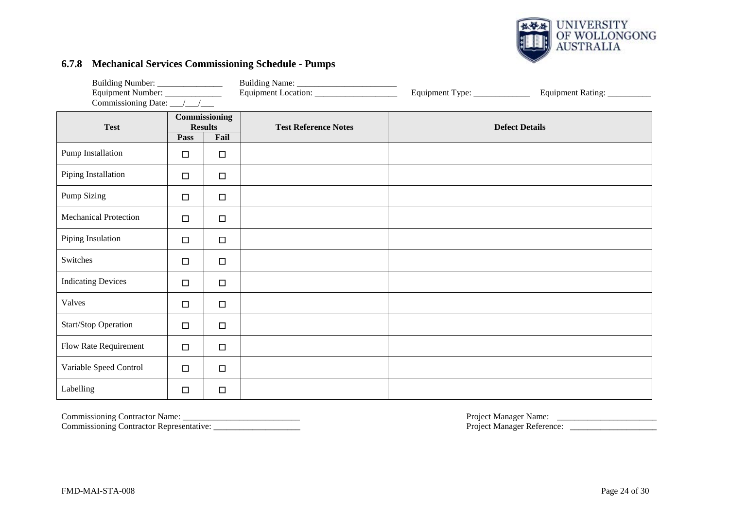### 6.7.8 Mechanical Services Commissioning Schedule - Pumps

Building Number: _______________ Building Name: _______________________
Equipment Number: _____________ Equipment Location: ___________________ Equipment Type: _____________ Equipment Rating: __________
Commissioning Date: ___/___/___

| Test | Commissioning Results | | Test Reference Notes | Defect Details |
|---|---|---|---|---|
| | Pass | Fail | | |
| Pump Installation | ☐ | ☐ | | |
| Piping Installation | ☐ | ☐ | | |
| Pump Sizing | ☐ | ☐ | | |
| Mechanical Protection | ☐ | ☐ | | |
| Piping Insulation | ☐ | ☐ | | |
| Switches | ☐ | ☐ | | |
| Indicating Devices | ☐ | ☐ | | |
| Valves | ☐ | ☐ | | |
| Start/Stop Operation | ☐ | ☐ | | |
| Flow Rate Requirement | ☐ | ☐ | | |
| Variable Speed Control | ☐ | ☐ | | |
| Labelling | ☐ | ☐ | | |

Commissioning Contractor Name: ___________________________
Commissioning Contractor Representative: ____________________

Project Manager Name: _______________________
Project Manager Reference: ____________________

FMD-MAI-STA-008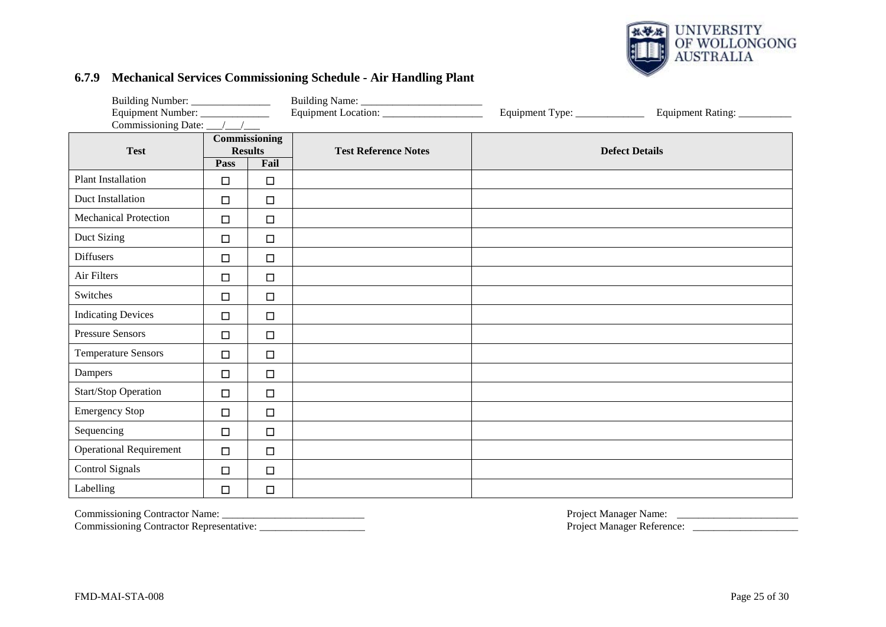### 6.7.9 Mechanical Services Commissioning Schedule - Air Handling Plant

Building Number: _______________ Building Name: _______________________
Equipment Number: _____________ Equipment Location: ___________________ Equipment Type: _____________ Equipment Rating: __________
Commissioning Date: ___/___/___

| Test | Commissioning Results | | Test Reference Notes | Defect Details |
|---|---|---|---|---|
| | Pass | Fail | | |
| Plant Installation | ☐ | ☐ | | |
| Duct Installation | ☐ | ☐ | | |
| Mechanical Protection | ☐ | ☐ | | |
| Duct Sizing | ☐ | ☐ | | |
| Diffusers | ☐ | ☐ | | |
| Air Filters | ☐ | ☐ | | |
| Switches | ☐ | ☐ | | |
| Indicating Devices | ☐ | ☐ | | |
| Pressure Sensors | ☐ | ☐ | | |
| Temperature Sensors | ☐ | ☐ | | |
| Dampers | ☐ | ☐ | | |
| Start/Stop Operation | ☐ | ☐ | | |
| Emergency Stop | ☐ | ☐ | | |
| Sequencing | ☐ | ☐ | | |
| Operational Requirement | ☐ | ☐ | | |
| Control Signals | ☐ | ☐ | | |
| Labelling | ☐ | ☐ | | |

Commissioning Contractor Name: ___________________________
Commissioning Contractor Representative: ____________________

Project Manager Name: _______________________
Project Manager Reference: ____________________

FMD-MAI-STA-008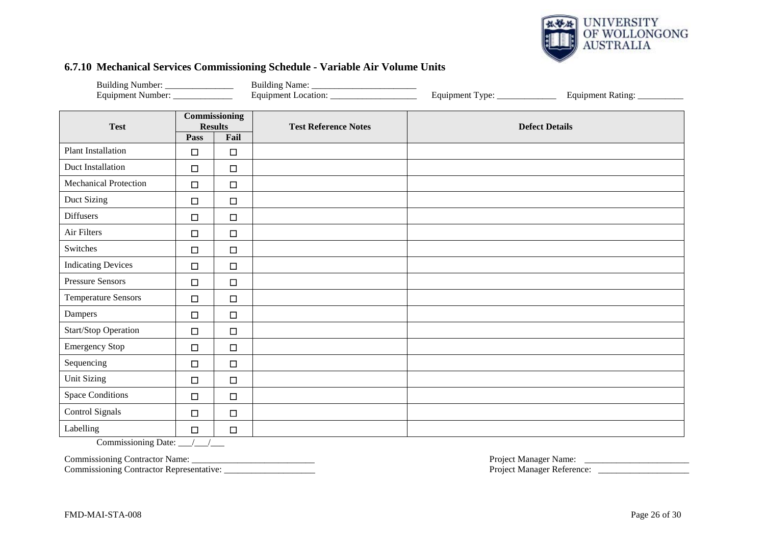### 6.7.10 Mechanical Services Commissioning Schedule - Variable Air Volume Units

Building Number: _______________ Building Name: ________________________
Equipment Number: _____________ Equipment Location: ___________________ Equipment Type: _____________ Equipment Rating: __________

| Test | Commissioning Results | | Test Reference Notes | Defect Details |
|---|---|---|---|---|
| | Pass | Fail | | |
| Plant Installation | ☐ | ☐ | | |
| Duct Installation | ☐ | ☐ | | |
| Mechanical Protection | ☐ | ☐ | | |
| Duct Sizing | ☐ | ☐ | | |
| Diffusers | ☐ | ☐ | | |
| Air Filters | ☐ | ☐ | | |
| Switches | ☐ | ☐ | | |
| Indicating Devices | ☐ | ☐ | | |
| Pressure Sensors | ☐ | ☐ | | |
| Temperature Sensors | ☐ | ☐ | | |
| Dampers | ☐ | ☐ | | |
| Start/Stop Operation | ☐ | ☐ | | |
| Emergency Stop | ☐ | ☐ | | |
| Sequencing | ☐ | ☐ | | |
| Unit Sizing | ☐ | ☐ | | |
| Space Conditions | ☐ | ☐ | | |
| Control Signals | ☐ | ☐ | | |
| Labelling | ☐ | ☐ | | |

Commissioning Date: ___/___/___

Commissioning Contractor Name: ____________________________
Commissioning Contractor Representative: ____________________

Project Manager Name: _______________________
Project Manager Reference: ____________________

FMD-MAI-STA-008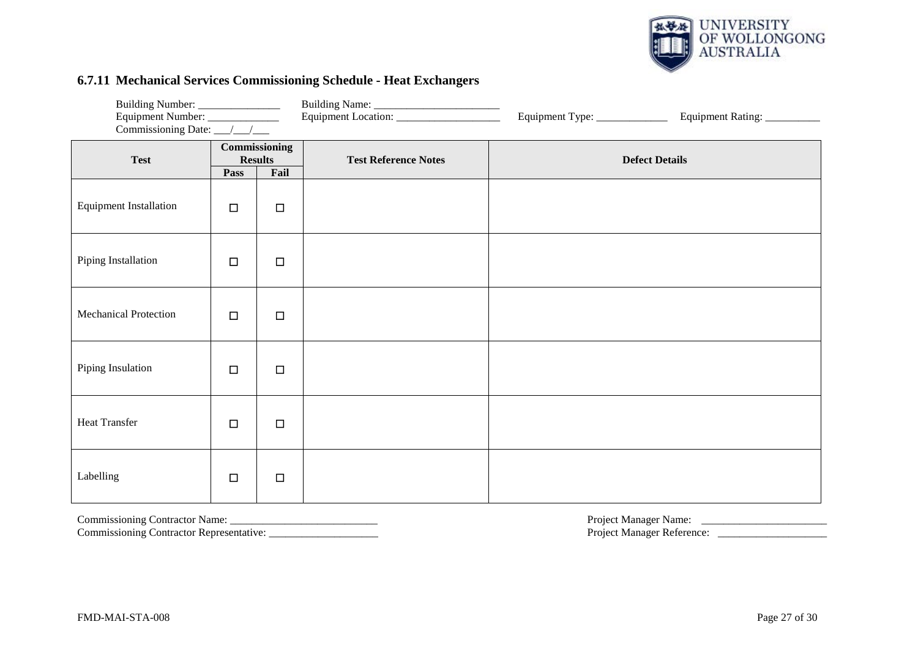### 6.7.11 Mechanical Services Commissioning Schedule - Heat Exchangers

Building Number: _______________ Building Name: _______________________

Equipment Number: _____________ Equipment Location: ___________________ Equipment Type: _____________ Equipment Rating: __________

Commissioning Date: ___/___/___

| Test | Commissioning Results | | Test Reference Notes | Defect Details |
|---|---|---|---|---|
| | Pass | Fail | | |
| Equipment Installation | ☐ | ☐ | | |
| Piping Installation | ☐ | ☐ | | |
| Mechanical Protection | ☐ | ☐ | | |
| Piping Insulation | ☐ | ☐ | | |
| Heat Transfer | ☐ | ☐ | | |
| Labelling | ☐ | ☐ | | |

Commissioning Contractor Name: ___________________________

Commissioning Contractor Representative: ____________________

Project Manager Name: _______________________

Project Manager Reference: ____________________

FMD-MAI-STA-008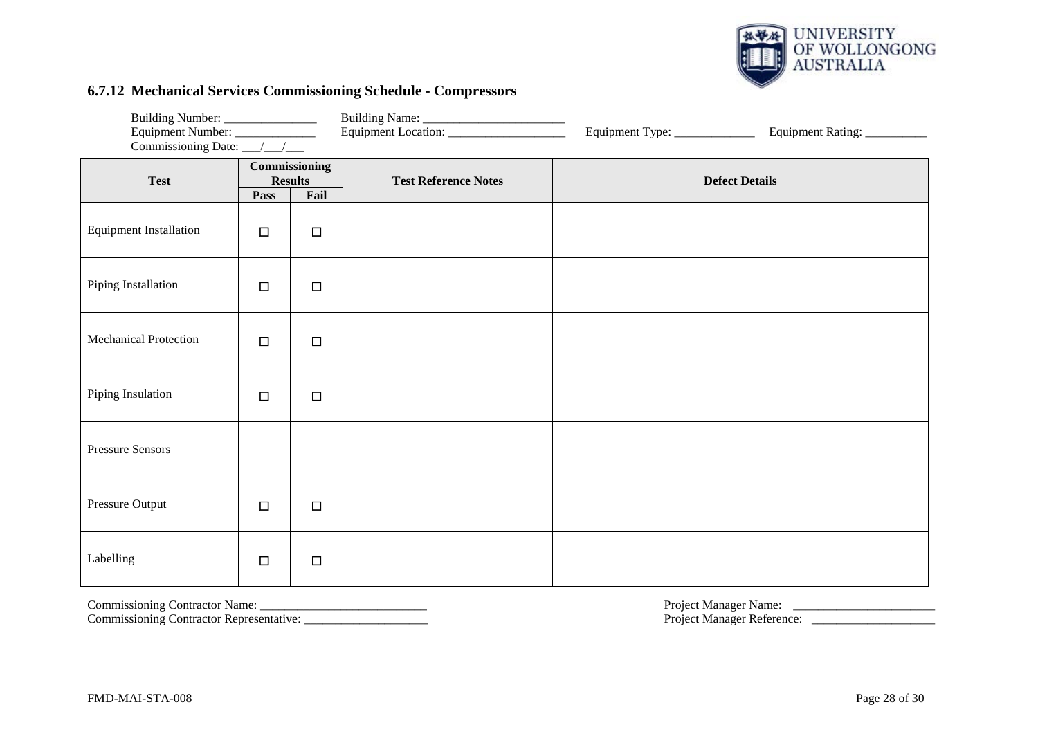### 6.7.12 Mechanical Services Commissioning Schedule - Compressors

Building Number: _______________ Building Name: _______________________
Equipment Number: _____________ Equipment Location: ___________________ Equipment Type: _____________ Equipment Rating: __________
Commissioning Date: ___/___/___

| Test | Commissioning Results | | Test Reference Notes | Defect Details |
|---|---|---|---|---|
| | Pass | Fail | | |
| Equipment Installation | ☐ | ☐ | | |
| Piping Installation | ☐ | ☐ | | |
| Mechanical Protection | ☐ | ☐ | | |
| Piping Insulation | ☐ | ☐ | | |
| Pressure Sensors | | | | |
| Pressure Output | ☐ | ☐ | | |
| Labelling | ☐ | ☐ | | |

Commissioning Contractor Name: ___________________________
Commissioning Contractor Representative: ____________________

Project Manager Name: _______________________
Project Manager Reference: ____________________

FMD-MAI-STA-008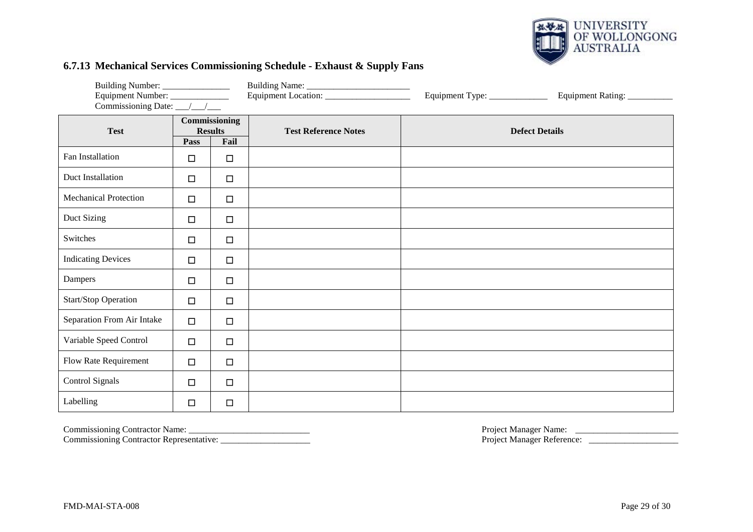### 6.7.13 Mechanical Services Commissioning Schedule - Exhaust & Supply Fans

Building Number: _______________ Building Name: ________________________
Equipment Number: _____________ Equipment Location: ___________________ Equipment Type: _____________ Equipment Rating: __________
Commissioning Date: ___/___/___

| Test | Commissioning Results | | Test Reference Notes | Defect Details |
|---|---|---|---|---|
| | Pass | Fail | | |
| Fan Installation | ☐ | ☐ | | |
| Duct Installation | ☐ | ☐ | | |
| Mechanical Protection | ☐ | ☐ | | |
| Duct Sizing | ☐ | ☐ | | |
| Switches | ☐ | ☐ | | |
| Indicating Devices | ☐ | ☐ | | |
| Dampers | ☐ | ☐ | | |
| Start/Stop Operation | ☐ | ☐ | | |
| Separation From Air Intake | ☐ | ☐ | | |
| Variable Speed Control | ☐ | ☐ | | |
| Flow Rate Requirement | ☐ | ☐ | | |
| Control Signals | ☐ | ☐ | | |
| Labelling | ☐ | ☐ | | |

Commissioning Contractor Name: ___________________________
Commissioning Contractor Representative: ____________________

Project Manager Name: _______________________
Project Manager Reference: ____________________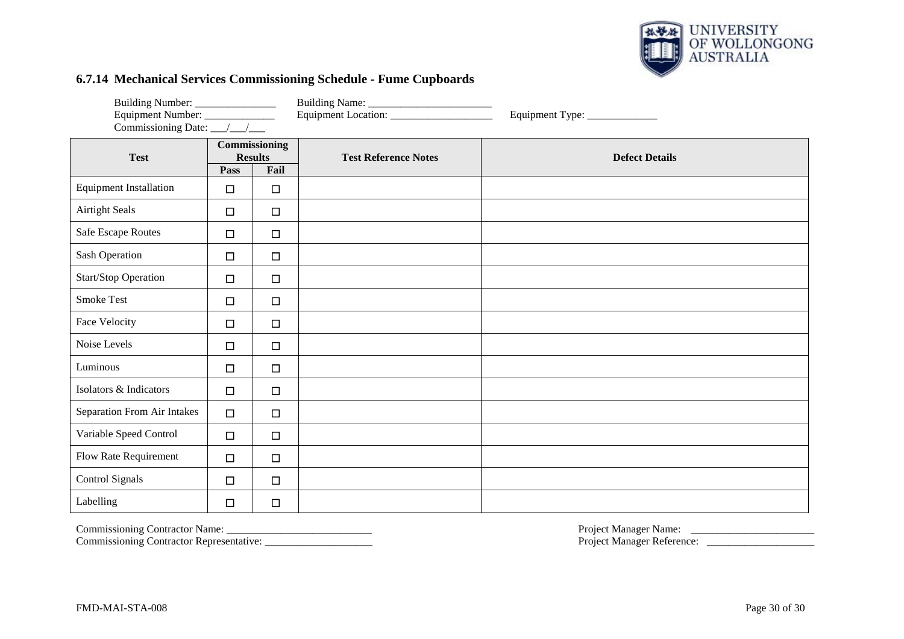### 6.7.14 Mechanical Services Commissioning Schedule - Fume Cupboards

Building Number: _______________ Building Name: _______________________

Equipment Number: _____________ Equipment Location: ___________________ Equipment Type: _____________

Commissioning Date: ___/___/___

| Test | Commissioning Results | | Test Reference Notes | Defect Details |
|---|---|---|---|---|
| | Pass | Fail | | |
| Equipment Installation | ☐ | ☐ | | |
| Airtight Seals | ☐ | ☐ | | |
| Safe Escape Routes | ☐ | ☐ | | |
| Sash Operation | ☐ | ☐ | | |
| Start/Stop Operation | ☐ | ☐ | | |
| Smoke Test | ☐ | ☐ | | |
| Face Velocity | ☐ | ☐ | | |
| Noise Levels | ☐ | ☐ | | |
| Luminous | ☐ | ☐ | | |
| Isolators & Indicators | ☐ | ☐ | | |
| Separation From Air Intakes | ☐ | ☐ | | |
| Variable Speed Control | ☐ | ☐ | | |
| Flow Rate Requirement | ☐ | ☐ | | |
| Control Signals | ☐ | ☐ | | |
| Labelling | ☐ | ☐ | | |

Commissioning Contractor Name: ___________________________

Commissioning Contractor Representative: ____________________

Project Manager Name: _______________________

Project Manager Reference: ____________________

FMD-MAI-STA-008